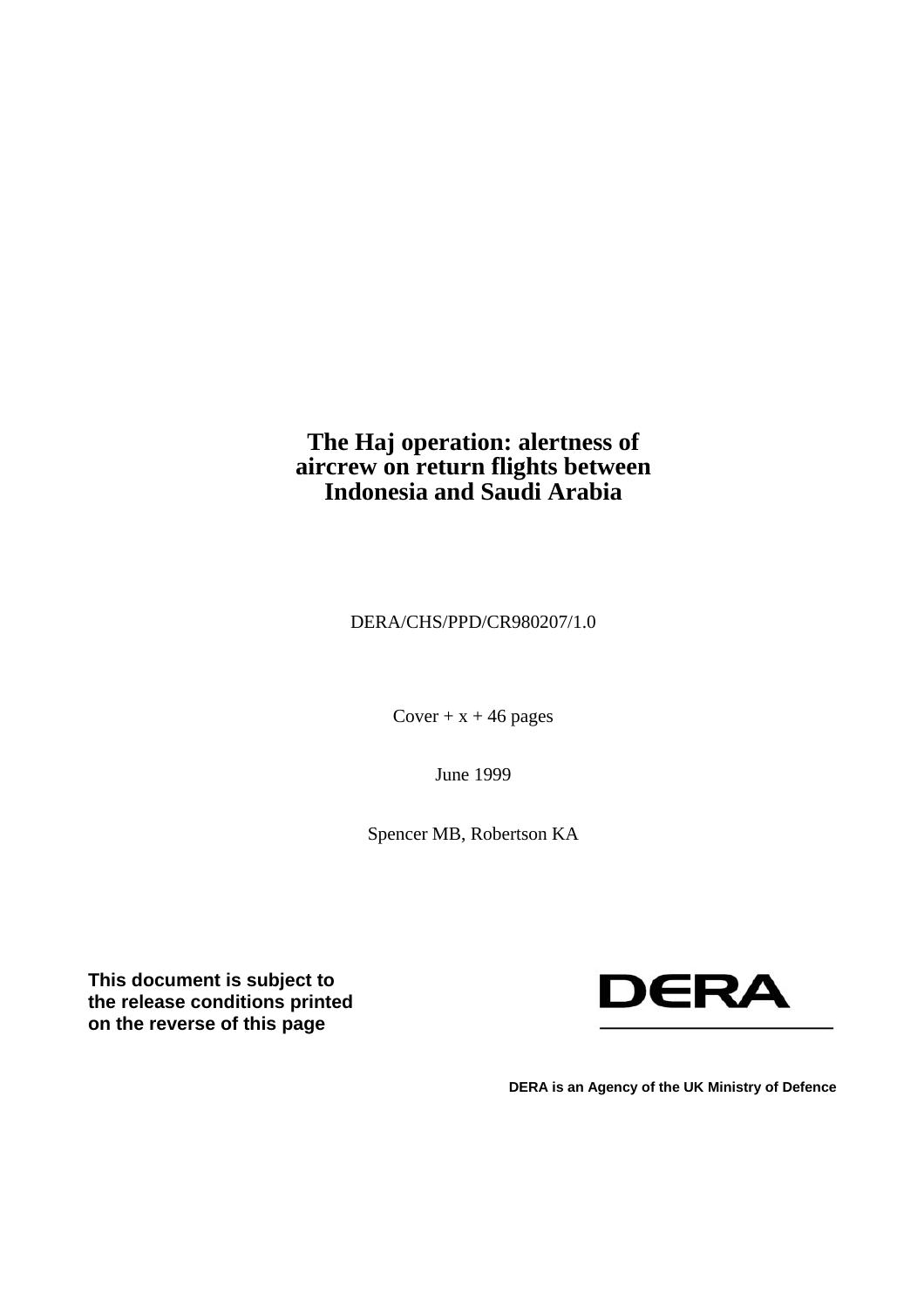# The Haj operation: alertness of aircrew on return flights between Indonesia and Saudi Arabia

DERA/CHS/PPD/CR980207/1.0

Cover + x + 46 pages

June 1999

Spencer MB, Robertson KA

**This document is subject to the release conditions printed on the reverse of this page**

DERA

**DERA is an Agency of the UK Ministry of Defence**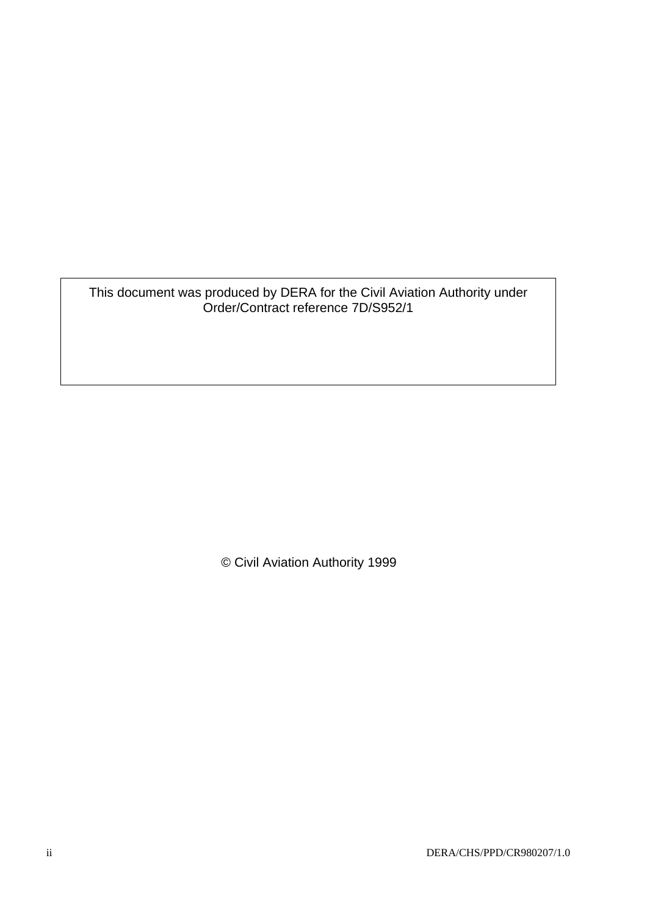This document was produced by DERA for the Civil Aviation Authority under Order/Contract reference 7D/S952/1

© Civil Aviation Authority 1999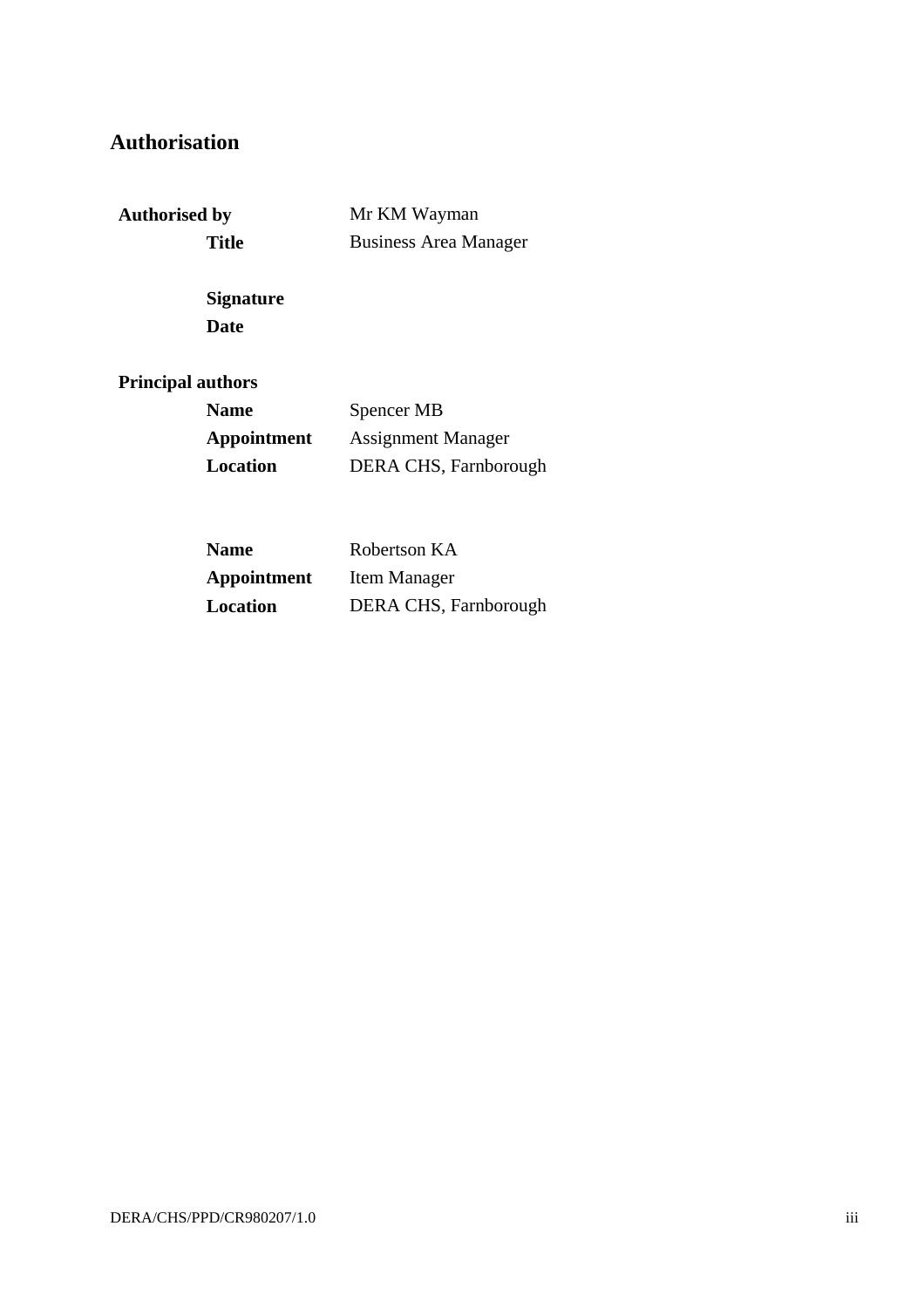## Authorisation

**Authorised by** Mr KM Wayman
**Title** Business Area Manager

**Signature**
**Date**

**Principal authors**

**Name** Spencer MB
**Appointment** Assignment Manager
**Location** DERA CHS, Farnborough

**Name** Robertson KA
**Appointment** Item Manager
**Location** DERA CHS, Farnborough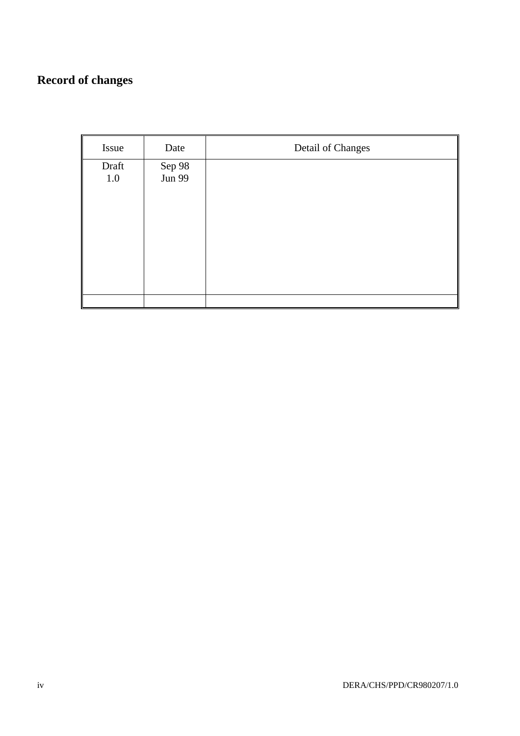## Record of changes

| Issue | Date | Detail of Changes |
|---|---|---|
| Draft | Sep 98 | |
| 1.0 | Jun 99 | |
| | | |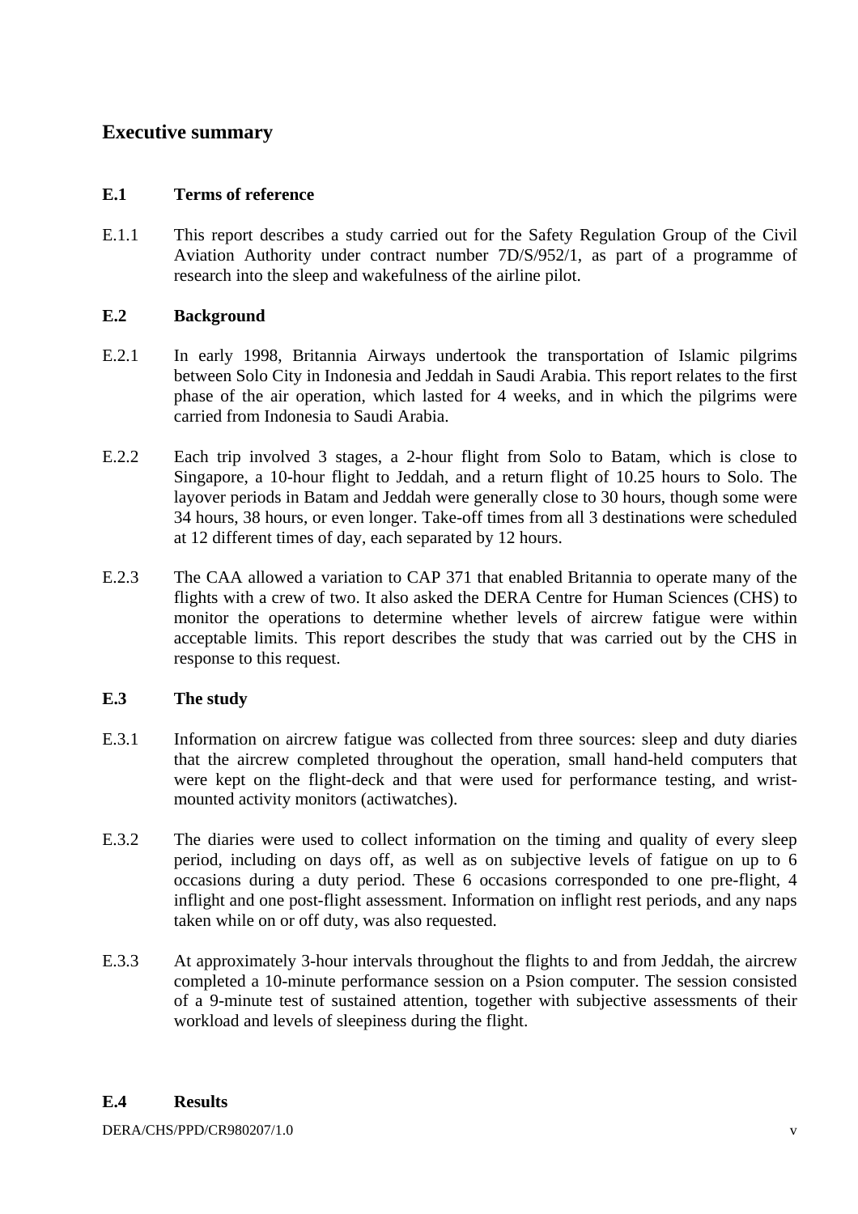# Executive summary

## E.1 Terms of reference

E.1.1 This report describes a study carried out for the Safety Regulation Group of the Civil Aviation Authority under contract number 7D/S/952/1, as part of a programme of research into the sleep and wakefulness of the airline pilot.

## E.2 Background

E.2.1 In early 1998, Britannia Airways undertook the transportation of Islamic pilgrims between Solo City in Indonesia and Jeddah in Saudi Arabia. This report relates to the first phase of the air operation, which lasted for 4 weeks, and in which the pilgrims were carried from Indonesia to Saudi Arabia.

E.2.2 Each trip involved 3 stages, a 2-hour flight from Solo to Batam, which is close to Singapore, a 10-hour flight to Jeddah, and a return flight of 10.25 hours to Solo. The layover periods in Batam and Jeddah were generally close to 30 hours, though some were 34 hours, 38 hours, or even longer. Take-off times from all 3 destinations were scheduled at 12 different times of day, each separated by 12 hours.

E.2.3 The CAA allowed a variation to CAP 371 that enabled Britannia to operate many of the flights with a crew of two. It also asked the DERA Centre for Human Sciences (CHS) to monitor the operations to determine whether levels of aircrew fatigue were within acceptable limits. This report describes the study that was carried out by the CHS in response to this request.

## E.3 The study

E.3.1 Information on aircrew fatigue was collected from three sources: sleep and duty diaries that the aircrew completed throughout the operation, small hand-held computers that were kept on the flight-deck and that were used for performance testing, and wrist-mounted activity monitors (actiwatches).

E.3.2 The diaries were used to collect information on the timing and quality of every sleep period, including on days off, as well as on subjective levels of fatigue on up to 6 occasions during a duty period. These 6 occasions corresponded to one pre-flight, 4 inflight and one post-flight assessment. Information on inflight rest periods, and any naps taken while on or off duty, was also requested.

E.3.3 At approximately 3-hour intervals throughout the flights to and from Jeddah, the aircrew completed a 10-minute performance session on a Psion computer. The session consisted of a 9-minute test of sustained attention, together with subjective assessments of their workload and levels of sleepiness during the flight.

## E.4 Results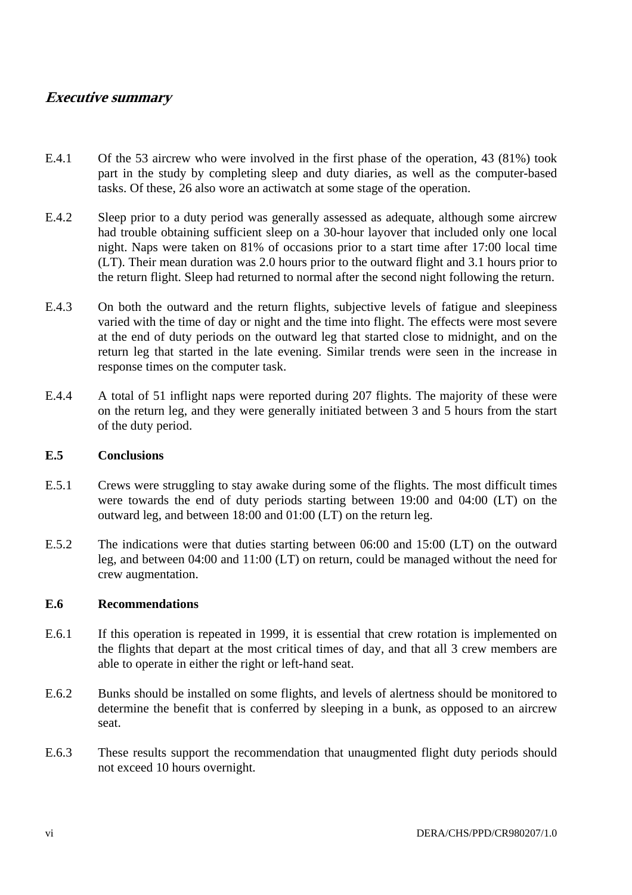## *Executive summary*

E.4.1 Of the 53 aircrew who were involved in the first phase of the operation, 43 (81%) took part in the study by completing sleep and duty diaries, as well as the computer-based tasks. Of these, 26 also wore an actiwatch at some stage of the operation.

E.4.2 Sleep prior to a duty period was generally assessed as adequate, although some aircrew had trouble obtaining sufficient sleep on a 30-hour layover that included only one local night. Naps were taken on 81% of occasions prior to a start time after 17:00 local time (LT). Their mean duration was 2.0 hours prior to the outward flight and 3.1 hours prior to the return flight. Sleep had returned to normal after the second night following the return.

E.4.3 On both the outward and the return flights, subjective levels of fatigue and sleepiness varied with the time of day or night and the time into flight. The effects were most severe at the end of duty periods on the outward leg that started close to midnight, and on the return leg that started in the late evening. Similar trends were seen in the increase in response times on the computer task.

E.4.4 A total of 51 inflight naps were reported during 207 flights. The majority of these were on the return leg, and they were generally initiated between 3 and 5 hours from the start of the duty period.

### E.5 Conclusions

E.5.1 Crews were struggling to stay awake during some of the flights. The most difficult times were towards the end of duty periods starting between 19:00 and 04:00 (LT) on the outward leg, and between 18:00 and 01:00 (LT) on the return leg.

E.5.2 The indications were that duties starting between 06:00 and 15:00 (LT) on the outward leg, and between 04:00 and 11:00 (LT) on return, could be managed without the need for crew augmentation.

### E.6 Recommendations

E.6.1 If this operation is repeated in 1999, it is essential that crew rotation is implemented on the flights that depart at the most critical times of day, and that all 3 crew members are able to operate in either the right or left-hand seat.

E.6.2 Bunks should be installed on some flights, and levels of alertness should be monitored to determine the benefit that is conferred by sleeping in a bunk, as opposed to an aircrew seat.

E.6.3 These results support the recommendation that unaugmented flight duty periods should not exceed 10 hours overnight.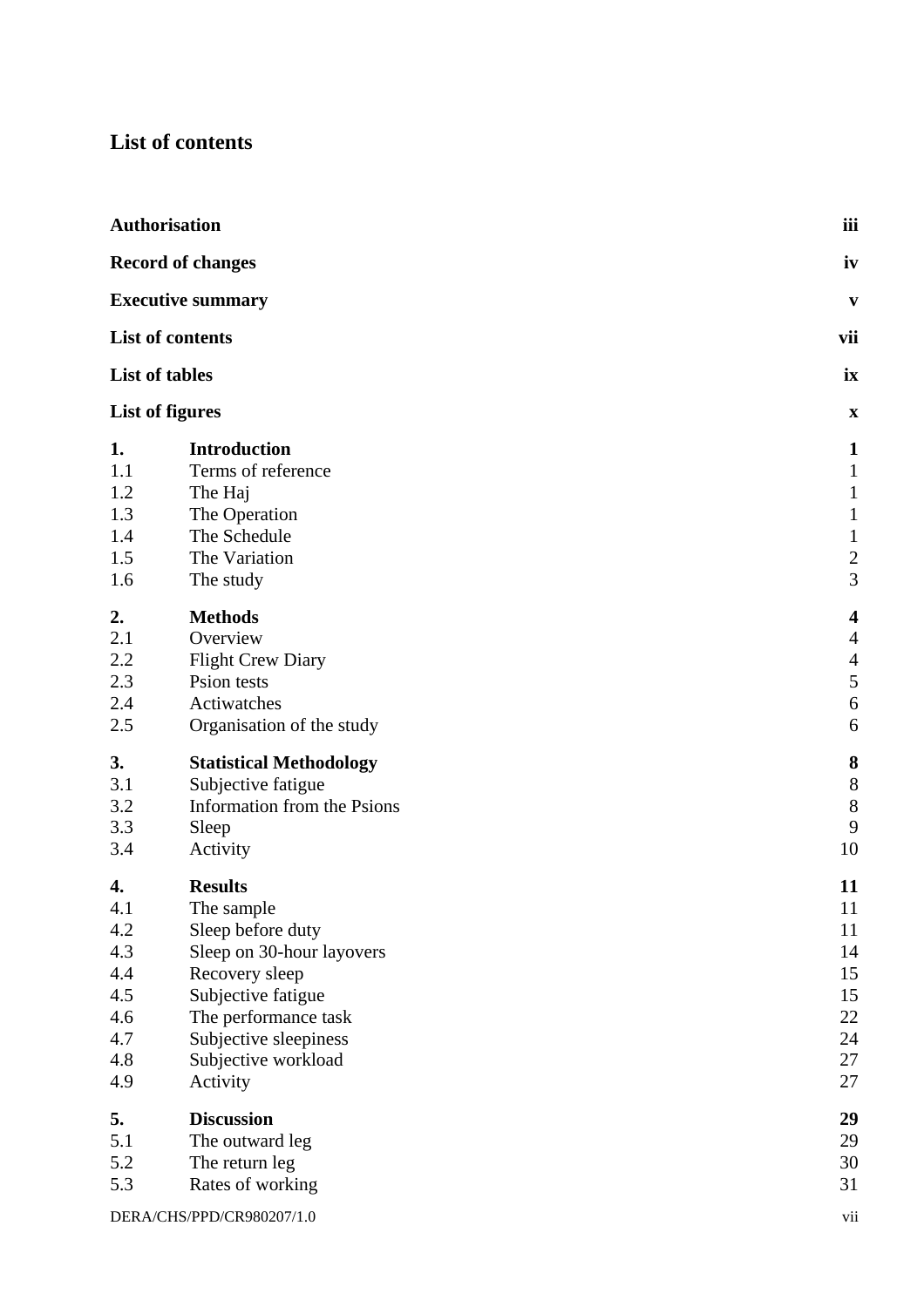# List of contents

| | | |
|---|---|---|
| **Authorisation** | | **iii** |
| **Record of changes** | | **iv** |
| **Executive summary** | | **v** |
| **List of contents** | | **vii** |
| **List of tables** | | **ix** |
| **List of figures** | | **x** |
| **1.** | **Introduction** | **1** |
| 1.1 | Terms of reference | 1 |
| 1.2 | The Haj | 1 |
| 1.3 | The Operation | 1 |
| 1.4 | The Schedule | 1 |
| 1.5 | The Variation | 2 |
| 1.6 | The study | 3 |
| **2.** | **Methods** | **4** |
| 2.1 | Overview | 4 |
| 2.2 | Flight Crew Diary | 4 |
| 2.3 | Psion tests | 5 |
| 2.4 | Actiwatches | 6 |
| 2.5 | Organisation of the study | 6 |
| **3.** | **Statistical Methodology** | **8** |
| 3.1 | Subjective fatigue | 8 |
| 3.2 | Information from the Psions | 8 |
| 3.3 | Sleep | 9 |
| 3.4 | Activity | 10 |
| **4.** | **Results** | **11** |
| 4.1 | The sample | 11 |
| 4.2 | Sleep before duty | 11 |
| 4.3 | Sleep on 30-hour layovers | 14 |
| 4.4 | Recovery sleep | 15 |
| 4.5 | Subjective fatigue | 15 |
| 4.6 | The performance task | 22 |
| 4.7 | Subjective sleepiness | 24 |
| 4.8 | Subjective workload | 27 |
| 4.9 | Activity | 27 |
| **5.** | **Discussion** | **29** |
| 5.1 | The outward leg | 29 |
| 5.2 | The return leg | 30 |
| 5.3 | Rates of working | 31 |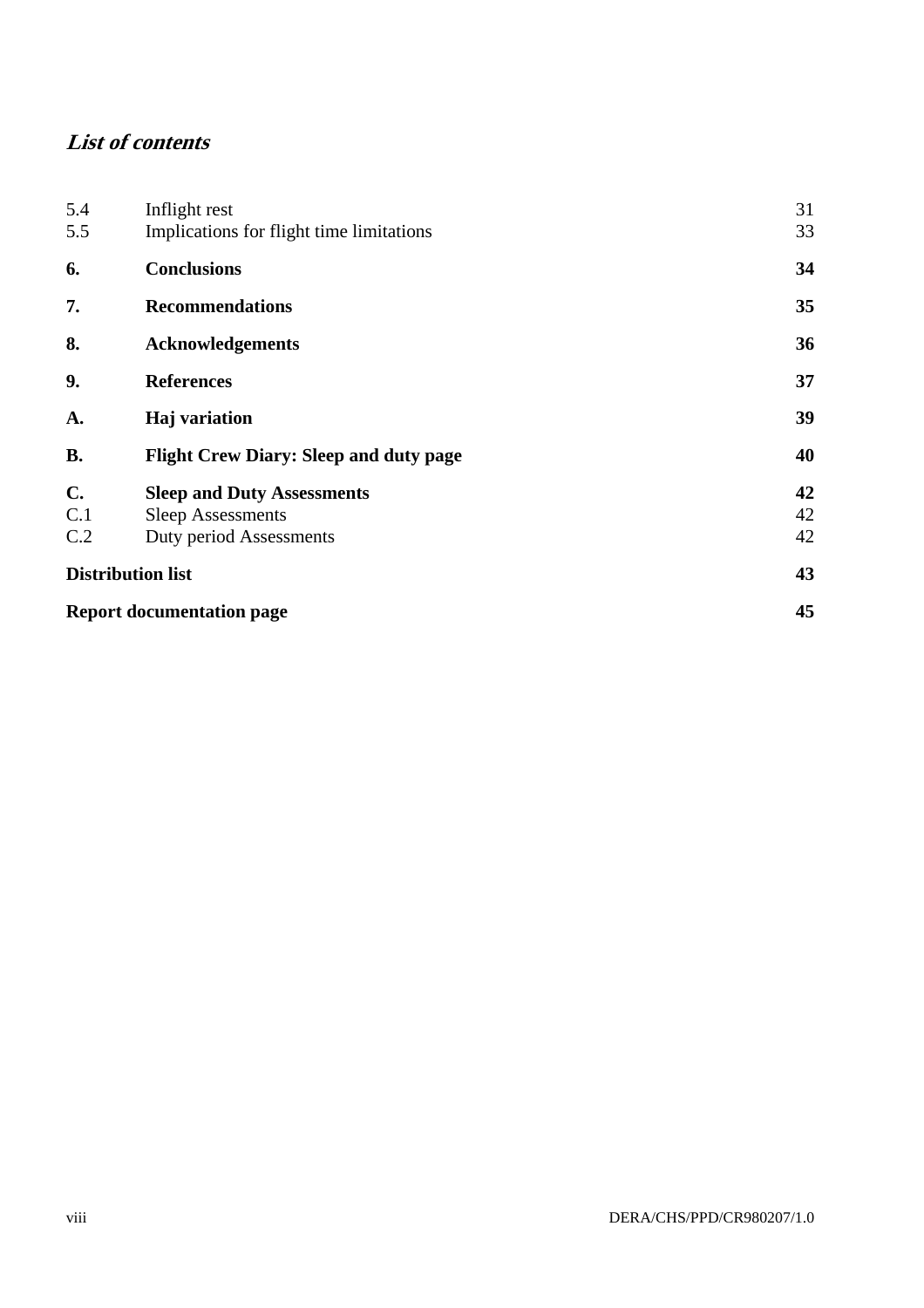## *List of contents*

| | | |
|---|---|---|
| 5.4 | Inflight rest | 31 |
| 5.5 | Implications for flight time limitations | 33 |
| **6.** | **Conclusions** | **34** |
| **7.** | **Recommendations** | **35** |
| **8.** | **Acknowledgements** | **36** |
| **9.** | **References** | **37** |
| **A.** | **Haj variation** | **39** |
| **B.** | **Flight Crew Diary: Sleep and duty page** | **40** |
| **C.** | **Sleep and Duty Assessments** | **42** |
| C.1 | Sleep Assessments | 42 |
| C.2 | Duty period Assessments | 42 |
| **Distribution list** | | **43** |
| **Report documentation page** | | **45** |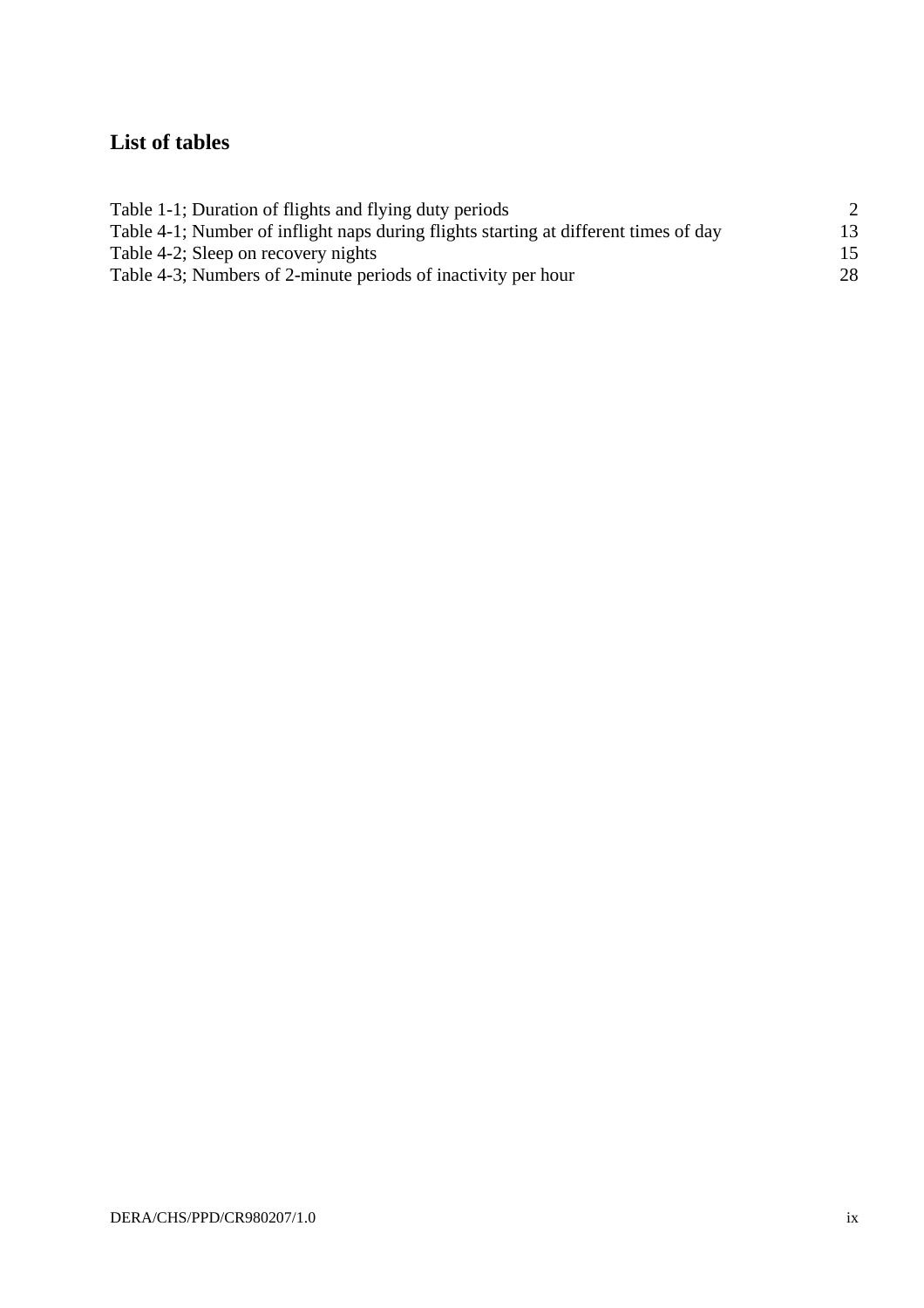## List of tables

| | |
|---|---|
| Table 1-1; Duration of flights and flying duty periods | 2 |
| Table 4-1; Number of inflight naps during flights starting at different times of day | 13 |
| Table 4-2; Sleep on recovery nights | 15 |
| Table 4-3; Numbers of 2-minute periods of inactivity per hour | 28 |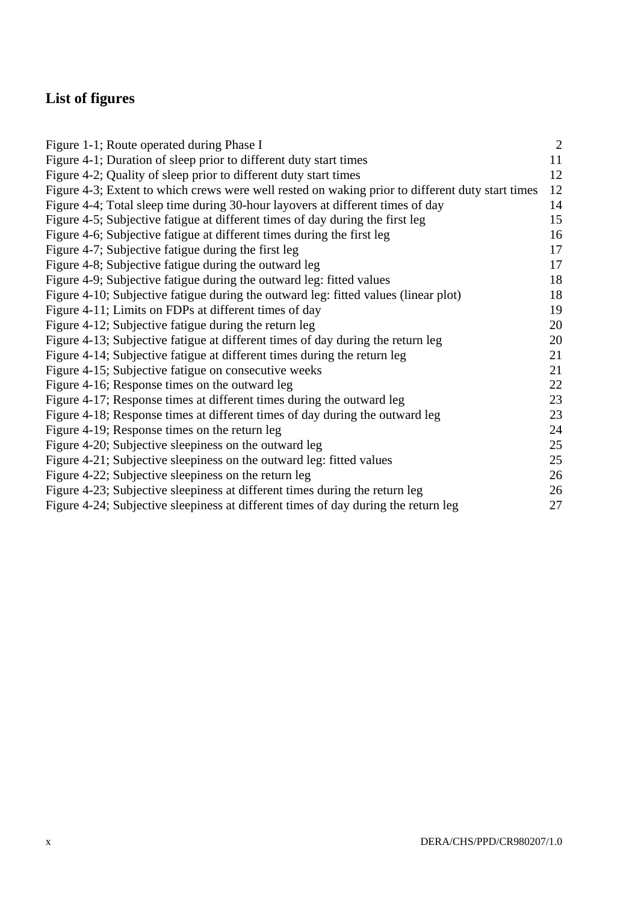## List of figures

| | |
|---|---|
| Figure 1-1; Route operated during Phase I | 2 |
| Figure 4-1; Duration of sleep prior to different duty start times | 11 |
| Figure 4-2; Quality of sleep prior to different duty start times | 12 |
| Figure 4-3; Extent to which crews were well rested on waking prior to different duty start times | 12 |
| Figure 4-4; Total sleep time during 30-hour layovers at different times of day | 14 |
| Figure 4-5; Subjective fatigue at different times of day during the first leg | 15 |
| Figure 4-6; Subjective fatigue at different times during the first leg | 16 |
| Figure 4-7; Subjective fatigue during the first leg | 17 |
| Figure 4-8; Subjective fatigue during the outward leg | 17 |
| Figure 4-9; Subjective fatigue during the outward leg: fitted values | 18 |
| Figure 4-10; Subjective fatigue during the outward leg: fitted values (linear plot) | 18 |
| Figure 4-11; Limits on FDPs at different times of day | 19 |
| Figure 4-12; Subjective fatigue during the return leg | 20 |
| Figure 4-13; Subjective fatigue at different times of day during the return leg | 20 |
| Figure 4-14; Subjective fatigue at different times during the return leg | 21 |
| Figure 4-15; Subjective fatigue on consecutive weeks | 21 |
| Figure 4-16; Response times on the outward leg | 22 |
| Figure 4-17; Response times at different times during the outward leg | 23 |
| Figure 4-18; Response times at different times of day during the outward leg | 23 |
| Figure 4-19; Response times on the return leg | 24 |
| Figure 4-20; Subjective sleepiness on the outward leg | 25 |
| Figure 4-21; Subjective sleepiness on the outward leg: fitted values | 25 |
| Figure 4-22; Subjective sleepiness on the return leg | 26 |
| Figure 4-23; Subjective sleepiness at different times during the return leg | 26 |
| Figure 4-24; Subjective sleepiness at different times of day during the return leg | 27 |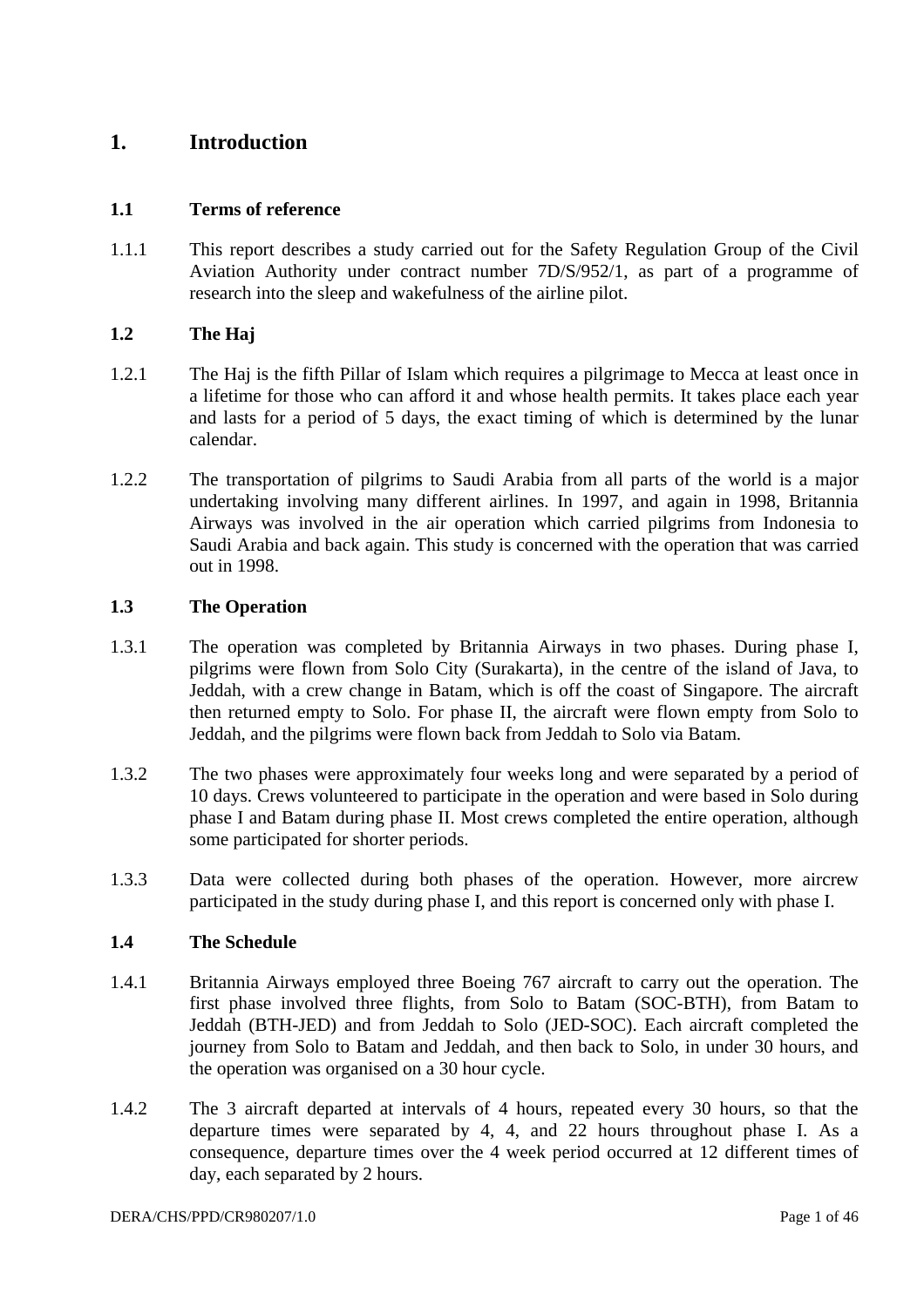# 1. Introduction

## 1.1 Terms of reference

1.1.1 This report describes a study carried out for the Safety Regulation Group of the Civil Aviation Authority under contract number 7D/S/952/1, as part of a programme of research into the sleep and wakefulness of the airline pilot.

## 1.2 The Haj

1.2.1 The Haj is the fifth Pillar of Islam which requires a pilgrimage to Mecca at least once in a lifetime for those who can afford it and whose health permits. It takes place each year and lasts for a period of 5 days, the exact timing of which is determined by the lunar calendar.

1.2.2 The transportation of pilgrims to Saudi Arabia from all parts of the world is a major undertaking involving many different airlines. In 1997, and again in 1998, Britannia Airways was involved in the air operation which carried pilgrims from Indonesia to Saudi Arabia and back again. This study is concerned with the operation that was carried out in 1998.

## 1.3 The Operation

1.3.1 The operation was completed by Britannia Airways in two phases. During phase I, pilgrims were flown from Solo City (Surakarta), in the centre of the island of Java, to Jeddah, with a crew change in Batam, which is off the coast of Singapore. The aircraft then returned empty to Solo. For phase II, the aircraft were flown empty from Solo to Jeddah, and the pilgrims were flown back from Jeddah to Solo via Batam.

1.3.2 The two phases were approximately four weeks long and were separated by a period of 10 days. Crews volunteered to participate in the operation and were based in Solo during phase I and Batam during phase II. Most crews completed the entire operation, although some participated for shorter periods.

1.3.3 Data were collected during both phases of the operation. However, more aircrew participated in the study during phase I, and this report is concerned only with phase I.

## 1.4 The Schedule

1.4.1 Britannia Airways employed three Boeing 767 aircraft to carry out the operation. The first phase involved three flights, from Solo to Batam (SOC-BTH), from Batam to Jeddah (BTH-JED) and from Jeddah to Solo (JED-SOC). Each aircraft completed the journey from Solo to Batam and Jeddah, and then back to Solo, in under 30 hours, and the operation was organised on a 30 hour cycle.

1.4.2 The 3 aircraft departed at intervals of 4 hours, repeated every 30 hours, so that the departure times were separated by 4, 4, and 22 hours throughout phase I. As a consequence, departure times over the 4 week period occurred at 12 different times of day, each separated by 2 hours.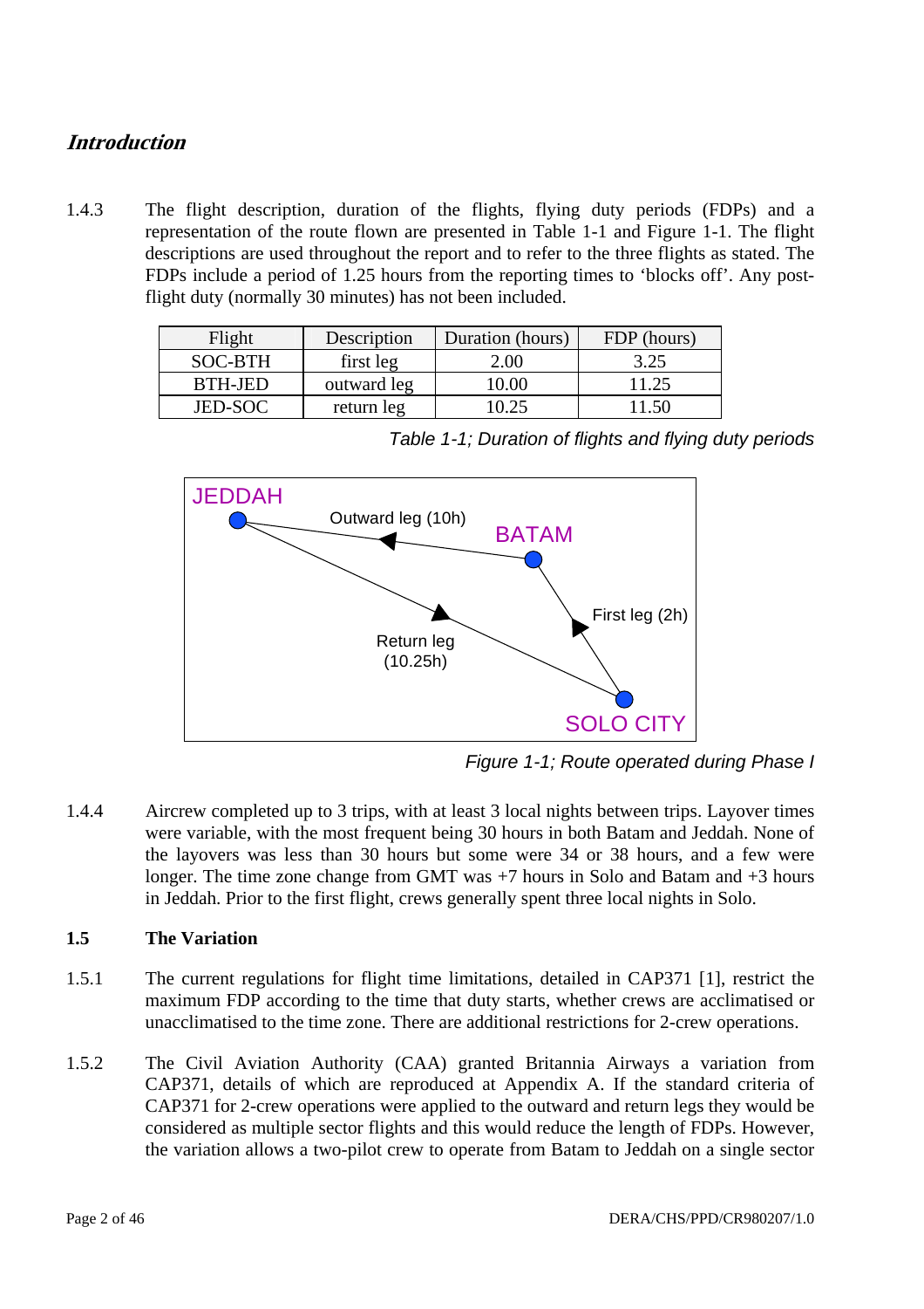## *Introduction*

1.4.3 The flight description, duration of the flights, flying duty periods (FDPs) and a representation of the route flown are presented in Table 1-1 and Figure 1-1. The flight descriptions are used throughout the report and to refer to the three flights as stated. The FDPs include a period of 1.25 hours from the reporting times to 'blocks off'. Any post-flight duty (normally 30 minutes) has not been included.

| Flight | Description | Duration (hours) | FDP (hours) |
|---|---|---|---|
| SOC-BTH | first leg | 2.00 | 3.25 |
| BTH-JED | outward leg | 10.00 | 11.25 |
| JED-SOC | return leg | 10.25 | 11.50 |

*Table 1-1; Duration of flights and flying duty periods*

*Figure 1-1; Route operated during Phase I*

1.4.4 Aircrew completed up to 3 trips, with at least 3 local nights between trips. Layover times were variable, with the most frequent being 30 hours in both Batam and Jeddah. None of the layovers was less than 30 hours but some were 34 or 38 hours, and a few were longer. The time zone change from GMT was +7 hours in Solo and Batam and +3 hours in Jeddah. Prior to the first flight, crews generally spent three local nights in Solo.

### 1.5 The Variation

1.5.1 The current regulations for flight time limitations, detailed in CAP371 [1], restrict the maximum FDP according to the time that duty starts, whether crews are acclimatised or unacclimatised to the time zone. There are additional restrictions for 2-crew operations.

1.5.2 The Civil Aviation Authority (CAA) granted Britannia Airways a variation from CAP371, details of which are reproduced at Appendix A. If the standard criteria of CAP371 for 2-crew operations were applied to the outward and return legs they would be considered as multiple sector flights and this would reduce the length of FDPs. However, the variation allows a two-pilot crew to operate from Batam to Jeddah on a single sector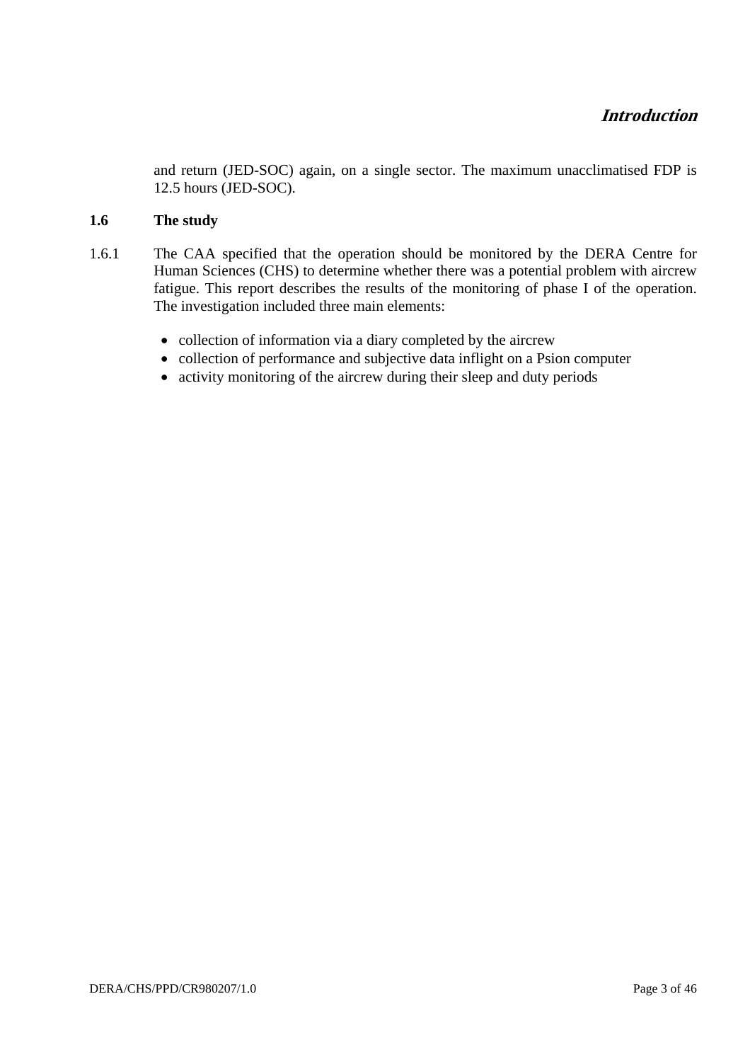and return (JED-SOC) again, on a single sector. The maximum unacclimatised FDP is 12.5 hours (JED-SOC).

## 1.6 The study

1.6.1 The CAA specified that the operation should be monitored by the DERA Centre for Human Sciences (CHS) to determine whether there was a potential problem with aircrew fatigue. This report describes the results of the monitoring of phase I of the operation. The investigation included three main elements:

- collection of information via a diary completed by the aircrew
- collection of performance and subjective data inflight on a Psion computer
- activity monitoring of the aircrew during their sleep and duty periods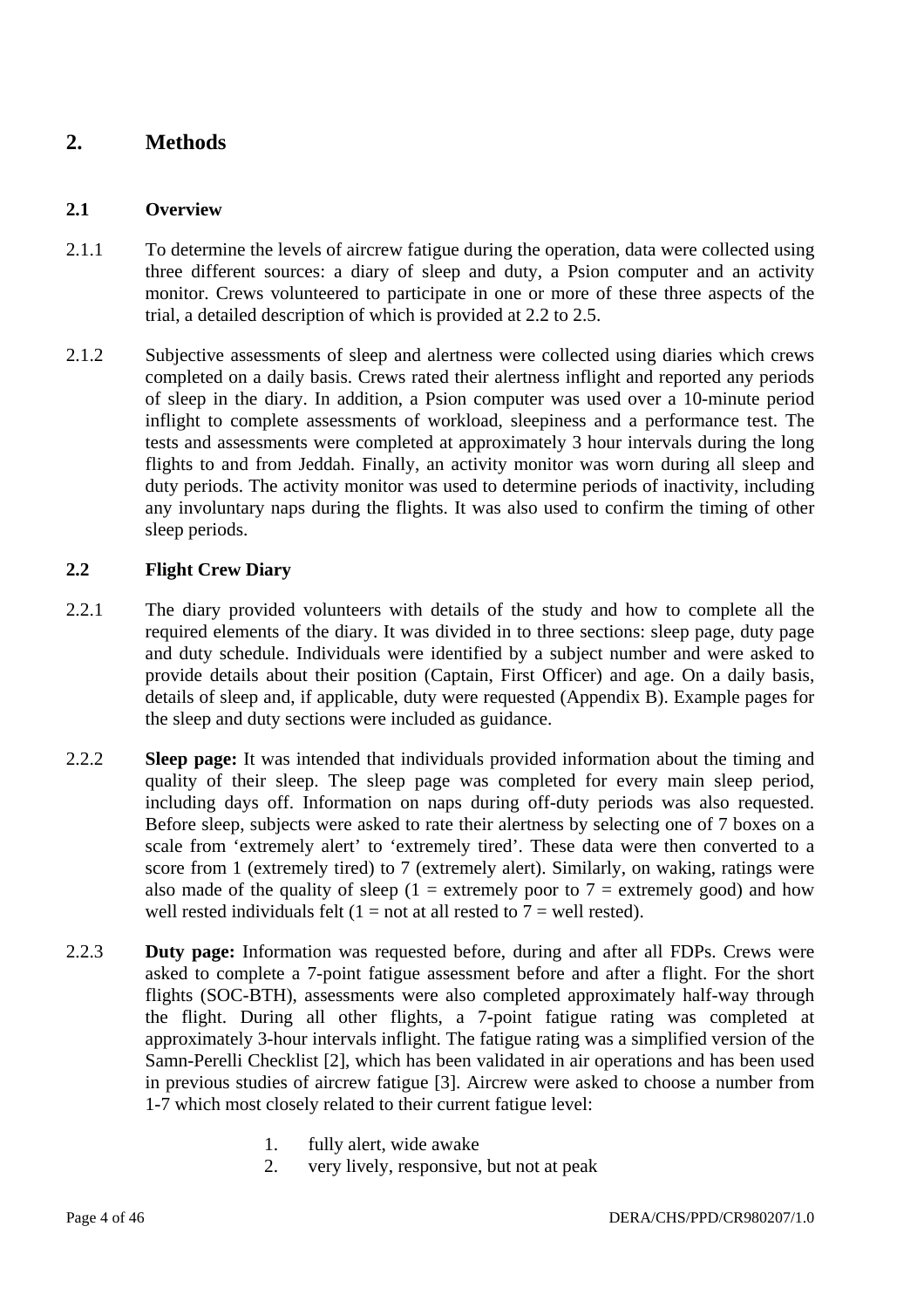# 2. Methods

## 2.1 Overview

2.1.1 To determine the levels of aircrew fatigue during the operation, data were collected using three different sources: a diary of sleep and duty, a Psion computer and an activity monitor. Crews volunteered to participate in one or more of these three aspects of the trial, a detailed description of which is provided at 2.2 to 2.5.

2.1.2 Subjective assessments of sleep and alertness were collected using diaries which crews completed on a daily basis. Crews rated their alertness inflight and reported any periods of sleep in the diary. In addition, a Psion computer was used over a 10-minute period inflight to complete assessments of workload, sleepiness and a performance test. The tests and assessments were completed at approximately 3 hour intervals during the long flights to and from Jeddah. Finally, an activity monitor was worn during all sleep and duty periods. The activity monitor was used to determine periods of inactivity, including any involuntary naps during the flights. It was also used to confirm the timing of other sleep periods.

## 2.2 Flight Crew Diary

2.2.1 The diary provided volunteers with details of the study and how to complete all the required elements of the diary. It was divided in to three sections: sleep page, duty page and duty schedule. Individuals were identified by a subject number and were asked to provide details about their position (Captain, First Officer) and age. On a daily basis, details of sleep and, if applicable, duty were requested (Appendix B). Example pages for the sleep and duty sections were included as guidance.

2.2.2 **Sleep page:** It was intended that individuals provided information about the timing and quality of their sleep. The sleep page was completed for every main sleep period, including days off. Information on naps during off-duty periods was also requested. Before sleep, subjects were asked to rate their alertness by selecting one of 7 boxes on a scale from 'extremely alert' to 'extremely tired'. These data were then converted to a score from 1 (extremely tired) to 7 (extremely alert). Similarly, on waking, ratings were also made of the quality of sleep (1 = extremely poor to 7 = extremely good) and how well rested individuals felt (1 = not at all rested to 7 = well rested).

2.2.3 **Duty page:** Information was requested before, during and after all FDPs. Crews were asked to complete a 7-point fatigue assessment before and after a flight. For the short flights (SOC-BTH), assessments were also completed approximately half-way through the flight. During all other flights, a 7-point fatigue rating was completed at approximately 3-hour intervals inflight. The fatigue rating was a simplified version of the Samn-Perelli Checklist [2], which has been validated in air operations and has been used in previous studies of aircrew fatigue [3]. Aircrew were asked to choose a number from 1-7 which most closely related to their current fatigue level:

1. fully alert, wide awake
2. very lively, responsive, but not at peak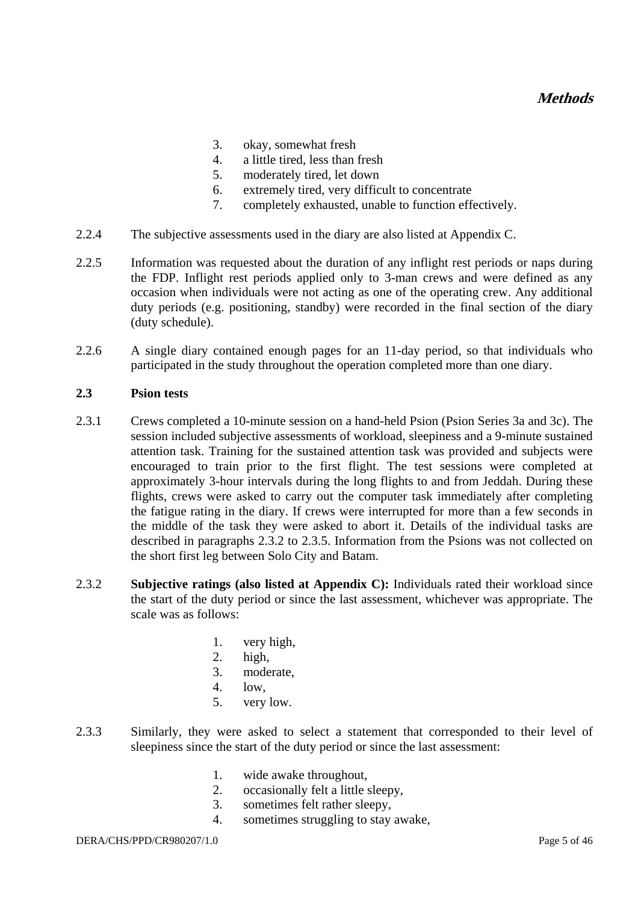3. okay, somewhat fresh
4. a little tired, less than fresh
5. moderately tired, let down
6. extremely tired, very difficult to concentrate
7. completely exhausted, unable to function effectively.

2.2.4 The subjective assessments used in the diary are also listed at Appendix C.

2.2.5 Information was requested about the duration of any inflight rest periods or naps during the FDP. Inflight rest periods applied only to 3-man crews and were defined as any occasion when individuals were not acting as one of the operating crew. Any additional duty periods (e.g. positioning, standby) were recorded in the final section of the diary (duty schedule).

2.2.6 A single diary contained enough pages for an 11-day period, so that individuals who participated in the study throughout the operation completed more than one diary.

### 2.3 Psion tests

2.3.1 Crews completed a 10-minute session on a hand-held Psion (Psion Series 3a and 3c). The session included subjective assessments of workload, sleepiness and a 9-minute sustained attention task. Training for the sustained attention task was provided and subjects were encouraged to train prior to the first flight. The test sessions were completed at approximately 3-hour intervals during the long flights to and from Jeddah. During these flights, crews were asked to carry out the computer task immediately after completing the fatigue rating in the diary. If crews were interrupted for more than a few seconds in the middle of the task they were asked to abort it. Details of the individual tasks are described in paragraphs 2.3.2 to 2.3.5. Information from the Psions was not collected on the short first leg between Solo City and Batam.

2.3.2 **Subjective ratings (also listed at Appendix C):** Individuals rated their workload since the start of the duty period or since the last assessment, whichever was appropriate. The scale was as follows:

1. very high,
2. high,
3. moderate,
4. low,
5. very low.

2.3.3 Similarly, they were asked to select a statement that corresponded to their level of sleepiness since the start of the duty period or since the last assessment:

1. wide awake throughout,
2. occasionally felt a little sleepy,
3. sometimes felt rather sleepy,
4. sometimes struggling to stay awake,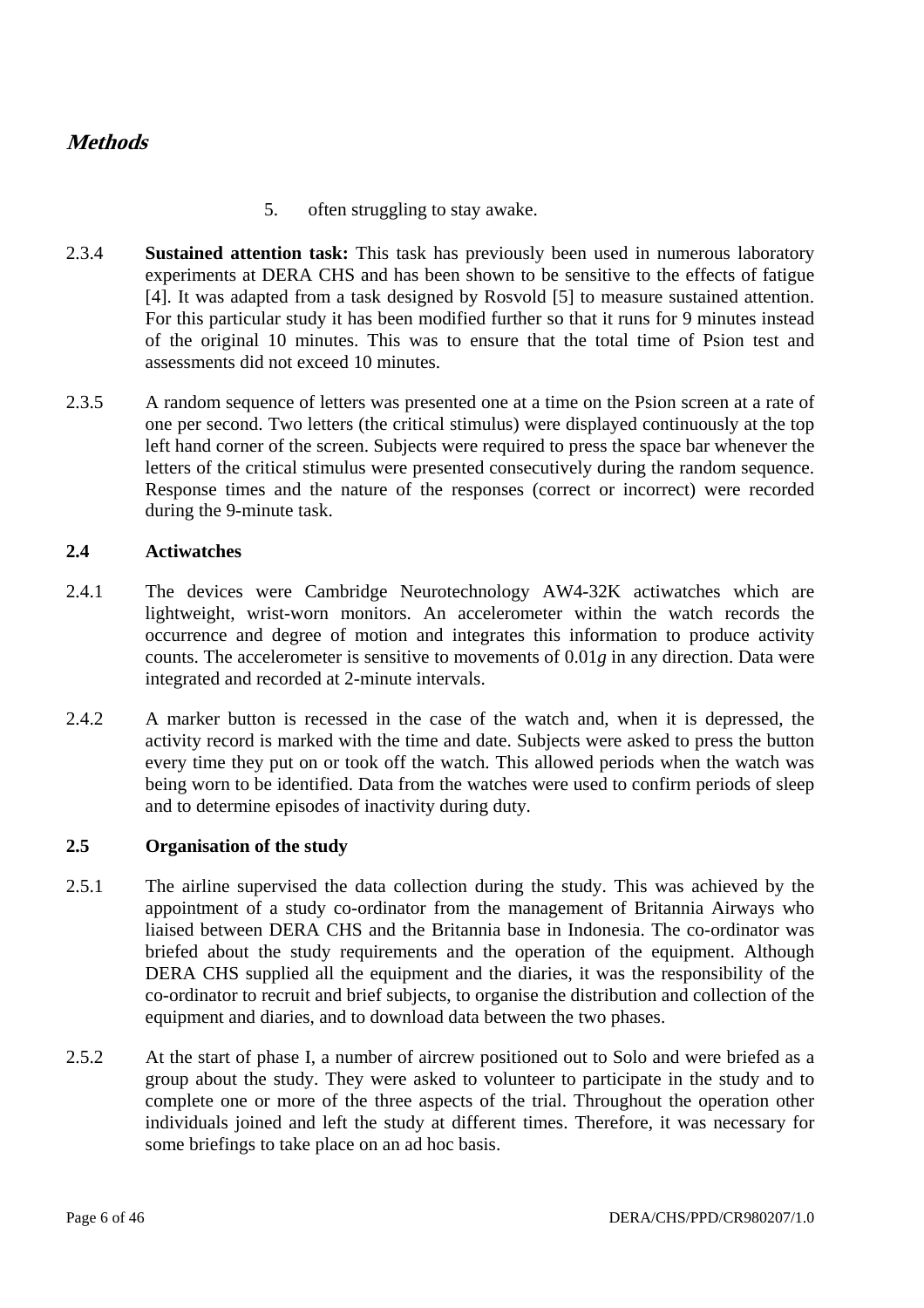# Methods

5. often struggling to stay awake.

2.3.4 **Sustained attention task:** This task has previously been used in numerous laboratory experiments at DERA CHS and has been shown to be sensitive to the effects of fatigue [4]. It was adapted from a task designed by Rosvold [5] to measure sustained attention. For this particular study it has been modified further so that it runs for 9 minutes instead of the original 10 minutes. This was to ensure that the total time of Psion test and assessments did not exceed 10 minutes.

2.3.5 A random sequence of letters was presented one at a time on the Psion screen at a rate of one per second. Two letters (the critical stimulus) were displayed continuously at the top left hand corner of the screen. Subjects were required to press the space bar whenever the letters of the critical stimulus were presented consecutively during the random sequence. Response times and the nature of the responses (correct or incorrect) were recorded during the 9-minute task.

## 2.4 Actiwatches

2.4.1 The devices were Cambridge Neurotechnology AW4-32K actiwatches which are lightweight, wrist-worn monitors. An accelerometer within the watch records the occurrence and degree of motion and integrates this information to produce activity counts. The accelerometer is sensitive to movements of 0.01*g* in any direction. Data were integrated and recorded at 2-minute intervals.

2.4.2 A marker button is recessed in the case of the watch and, when it is depressed, the activity record is marked with the time and date. Subjects were asked to press the button every time they put on or took off the watch. This allowed periods when the watch was being worn to be identified. Data from the watches were used to confirm periods of sleep and to determine episodes of inactivity during duty.

## 2.5 Organisation of the study

2.5.1 The airline supervised the data collection during the study. This was achieved by the appointment of a study co-ordinator from the management of Britannia Airways who liaised between DERA CHS and the Britannia base in Indonesia. The co-ordinator was briefed about the study requirements and the operation of the equipment. Although DERA CHS supplied all the equipment and the diaries, it was the responsibility of the co-ordinator to recruit and brief subjects, to organise the distribution and collection of the equipment and diaries, and to download data between the two phases.

2.5.2 At the start of phase I, a number of aircrew positioned out to Solo and were briefed as a group about the study. They were asked to volunteer to participate in the study and to complete one or more of the three aspects of the trial. Throughout the operation other individuals joined and left the study at different times. Therefore, it was necessary for some briefings to take place on an ad hoc basis.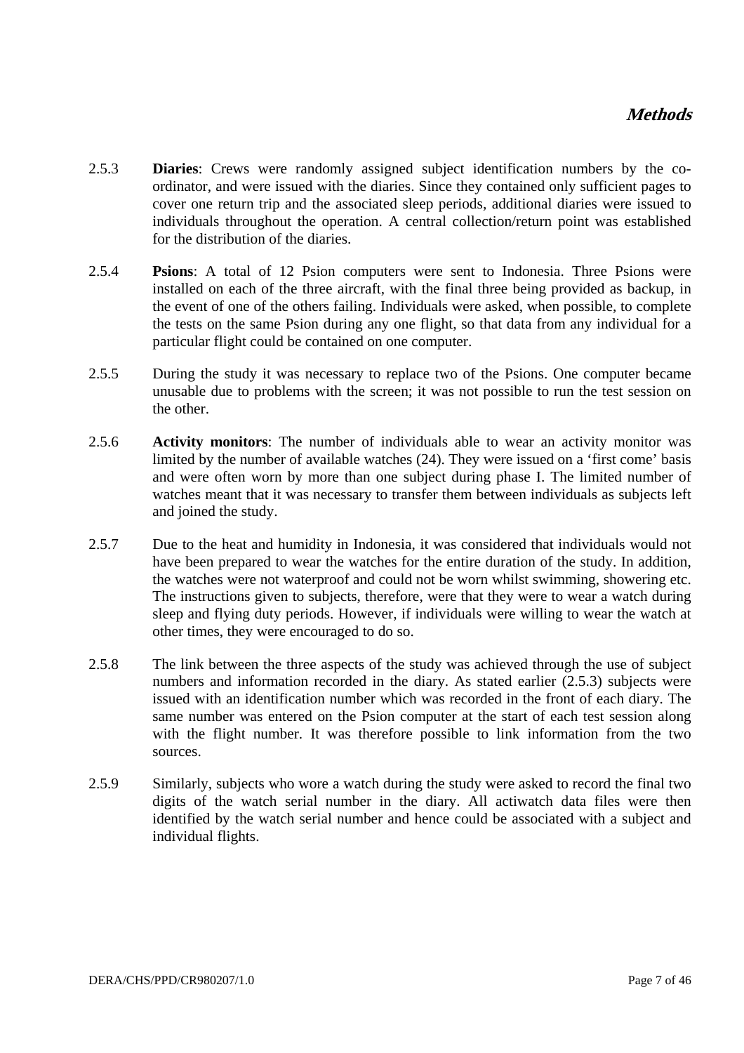2.5.3 **Diaries**: Crews were randomly assigned subject identification numbers by the co-ordinator, and were issued with the diaries. Since they contained only sufficient pages to cover one return trip and the associated sleep periods, additional diaries were issued to individuals throughout the operation. A central collection/return point was established for the distribution of the diaries.

2.5.4 **Psions**: A total of 12 Psion computers were sent to Indonesia. Three Psions were installed on each of the three aircraft, with the final three being provided as backup, in the event of one of the others failing. Individuals were asked, when possible, to complete the tests on the same Psion during any one flight, so that data from any individual for a particular flight could be contained on one computer.

2.5.5 During the study it was necessary to replace two of the Psions. One computer became unusable due to problems with the screen; it was not possible to run the test session on the other.

2.5.6 **Activity monitors**: The number of individuals able to wear an activity monitor was limited by the number of available watches (24). They were issued on a 'first come' basis and were often worn by more than one subject during phase I. The limited number of watches meant that it was necessary to transfer them between individuals as subjects left and joined the study.

2.5.7 Due to the heat and humidity in Indonesia, it was considered that individuals would not have been prepared to wear the watches for the entire duration of the study. In addition, the watches were not waterproof and could not be worn whilst swimming, showering etc. The instructions given to subjects, therefore, were that they were to wear a watch during sleep and flying duty periods. However, if individuals were willing to wear the watch at other times, they were encouraged to do so.

2.5.8 The link between the three aspects of the study was achieved through the use of subject numbers and information recorded in the diary. As stated earlier (2.5.3) subjects were issued with an identification number which was recorded in the front of each diary. The same number was entered on the Psion computer at the start of each test session along with the flight number. It was therefore possible to link information from the two sources.

2.5.9 Similarly, subjects who wore a watch during the study were asked to record the final two digits of the watch serial number in the diary. All actiwatch data files were then identified by the watch serial number and hence could be associated with a subject and individual flights.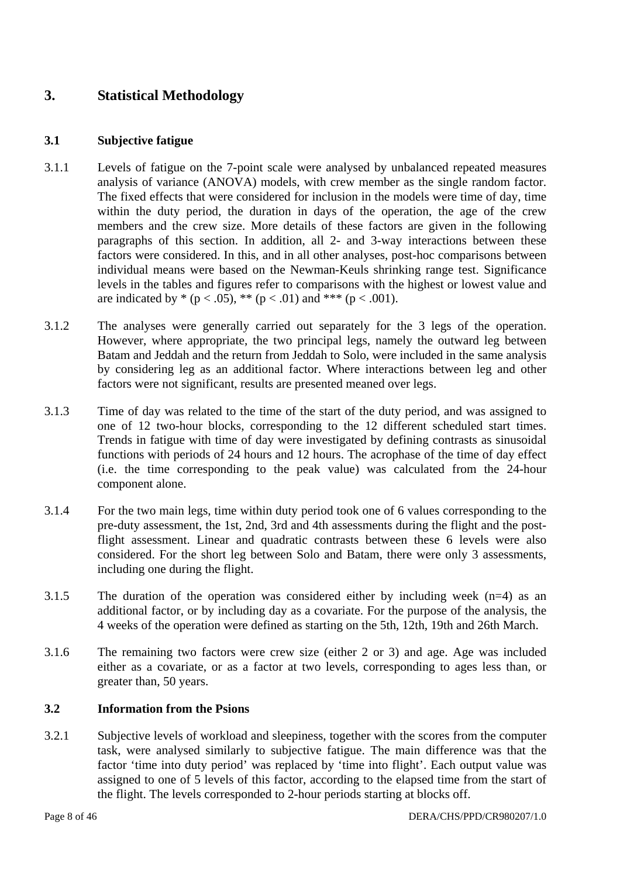# 3. Statistical Methodology

## 3.1 Subjective fatigue

3.1.1 Levels of fatigue on the 7-point scale were analysed by unbalanced repeated measures analysis of variance (ANOVA) models, with crew member as the single random factor. The fixed effects that were considered for inclusion in the models were time of day, time within the duty period, the duration in days of the operation, the age of the crew members and the crew size. More details of these factors are given in the following paragraphs of this section. In addition, all 2- and 3-way interactions between these factors were considered. In this, and in all other analyses, post-hoc comparisons between individual means were based on the Newman-Keuls shrinking range test. Significance levels in the tables and figures refer to comparisons with the highest or lowest value and are indicated by * ($p < .05$), ** ($p < .01$) and *** ($p < .001$).

3.1.2 The analyses were generally carried out separately for the 3 legs of the operation. However, where appropriate, the two principal legs, namely the outward leg between Batam and Jeddah and the return from Jeddah to Solo, were included in the same analysis by considering leg as an additional factor. Where interactions between leg and other factors were not significant, results are presented meaned over legs.

3.1.3 Time of day was related to the time of the start of the duty period, and was assigned to one of 12 two-hour blocks, corresponding to the 12 different scheduled start times. Trends in fatigue with time of day were investigated by defining contrasts as sinusoidal functions with periods of 24 hours and 12 hours. The acrophase of the time of day effect (i.e. the time corresponding to the peak value) was calculated from the 24-hour component alone.

3.1.4 For the two main legs, time within duty period took one of 6 values corresponding to the pre-duty assessment, the 1st, 2nd, 3rd and 4th assessments during the flight and the post-flight assessment. Linear and quadratic contrasts between these 6 levels were also considered. For the short leg between Solo and Batam, there were only 3 assessments, including one during the flight.

3.1.5 The duration of the operation was considered either by including week ($n=4$) as an additional factor, or by including day as a covariate. For the purpose of the analysis, the 4 weeks of the operation were defined as starting on the 5th, 12th, 19th and 26th March.

3.1.6 The remaining two factors were crew size (either 2 or 3) and age. Age was included either as a covariate, or as a factor at two levels, corresponding to ages less than, or greater than, 50 years.

## 3.2 Information from the Psions

3.2.1 Subjective levels of workload and sleepiness, together with the scores from the computer task, were analysed similarly to subjective fatigue. The main difference was that the factor 'time into duty period' was replaced by 'time into flight'. Each output value was assigned to one of 5 levels of this factor, according to the elapsed time from the start of the flight. The levels corresponded to 2-hour periods starting at blocks off.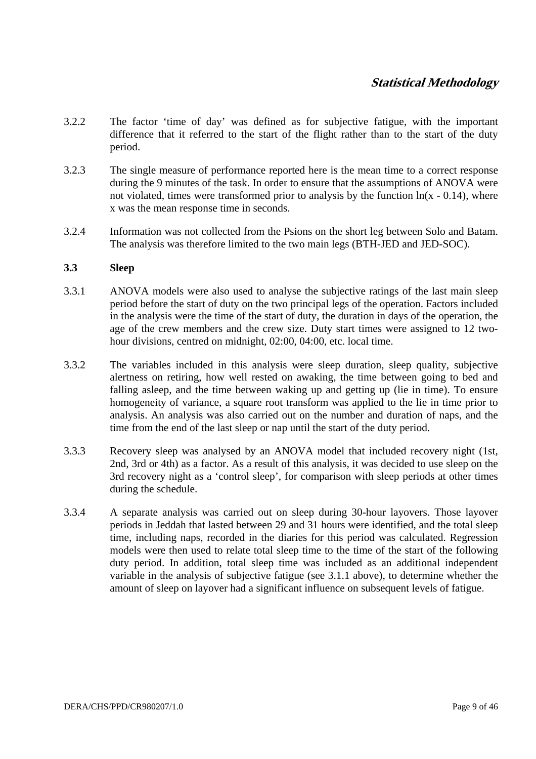3.2.2 The factor 'time of day' was defined as for subjective fatigue, with the important difference that it referred to the start of the flight rather than to the start of the duty period.

3.2.3 The single measure of performance reported here is the mean time to a correct response during the 9 minutes of the task. In order to ensure that the assumptions of ANOVA were not violated, times were transformed prior to analysis by the function $\ln(x - 0.14)$, where x was the mean response time in seconds.

3.2.4 Information was not collected from the Psions on the short leg between Solo and Batam. The analysis was therefore limited to the two main legs (BTH-JED and JED-SOC).

### 3.3 Sleep

3.3.1 ANOVA models were also used to analyse the subjective ratings of the last main sleep period before the start of duty on the two principal legs of the operation. Factors included in the analysis were the time of the start of duty, the duration in days of the operation, the age of the crew members and the crew size. Duty start times were assigned to 12 two-hour divisions, centred on midnight, 02:00, 04:00, etc. local time.

3.3.2 The variables included in this analysis were sleep duration, sleep quality, subjective alertness on retiring, how well rested on awaking, the time between going to bed and falling asleep, and the time between waking up and getting up (lie in time). To ensure homogeneity of variance, a square root transform was applied to the lie in time prior to analysis. An analysis was also carried out on the number and duration of naps, and the time from the end of the last sleep or nap until the start of the duty period.

3.3.3 Recovery sleep was analysed by an ANOVA model that included recovery night (1st, 2nd, 3rd or 4th) as a factor. As a result of this analysis, it was decided to use sleep on the 3rd recovery night as a 'control sleep', for comparison with sleep periods at other times during the schedule.

3.3.4 A separate analysis was carried out on sleep during 30-hour layovers. Those layover periods in Jeddah that lasted between 29 and 31 hours were identified, and the total sleep time, including naps, recorded in the diaries for this period was calculated. Regression models were then used to relate total sleep time to the time of the start of the following duty period. In addition, total sleep time was included as an additional independent variable in the analysis of subjective fatigue (see 3.1.1 above), to determine whether the amount of sleep on layover had a significant influence on subsequent levels of fatigue.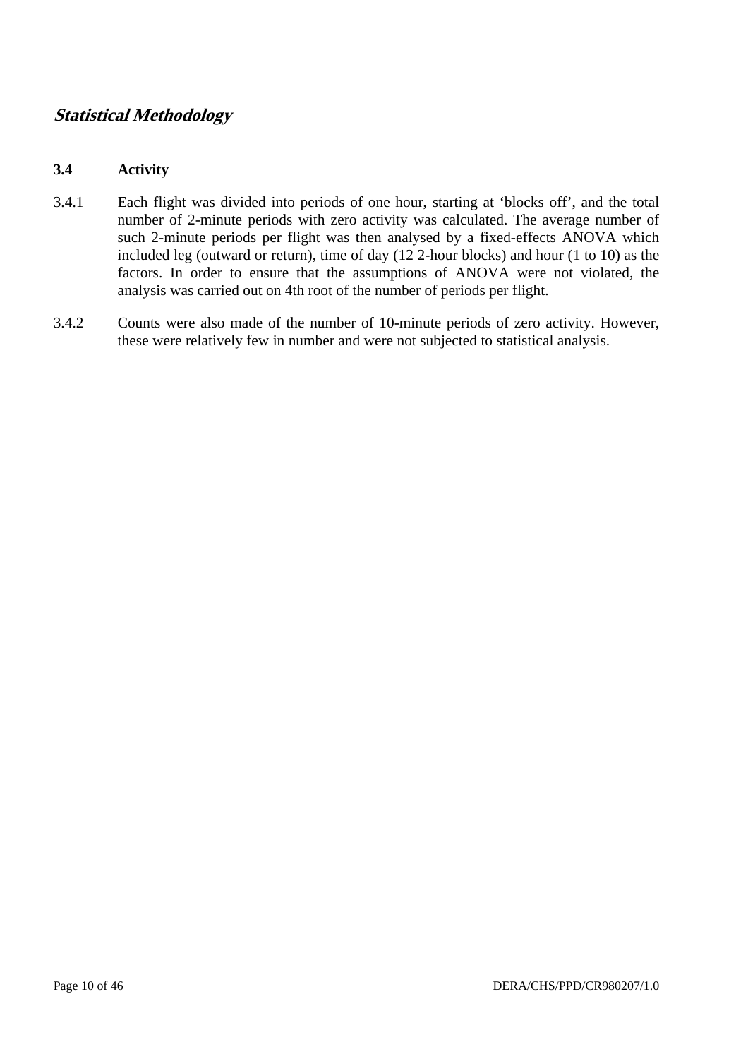## *Statistical Methodology*

### 3.4 Activity

3.4.1 Each flight was divided into periods of one hour, starting at 'blocks off', and the total number of 2-minute periods with zero activity was calculated. The average number of such 2-minute periods per flight was then analysed by a fixed-effects ANOVA which included leg (outward or return), time of day (12 2-hour blocks) and hour (1 to 10) as the factors. In order to ensure that the assumptions of ANOVA were not violated, the analysis was carried out on 4th root of the number of periods per flight.

3.4.2 Counts were also made of the number of 10-minute periods of zero activity. However, these were relatively few in number and were not subjected to statistical analysis.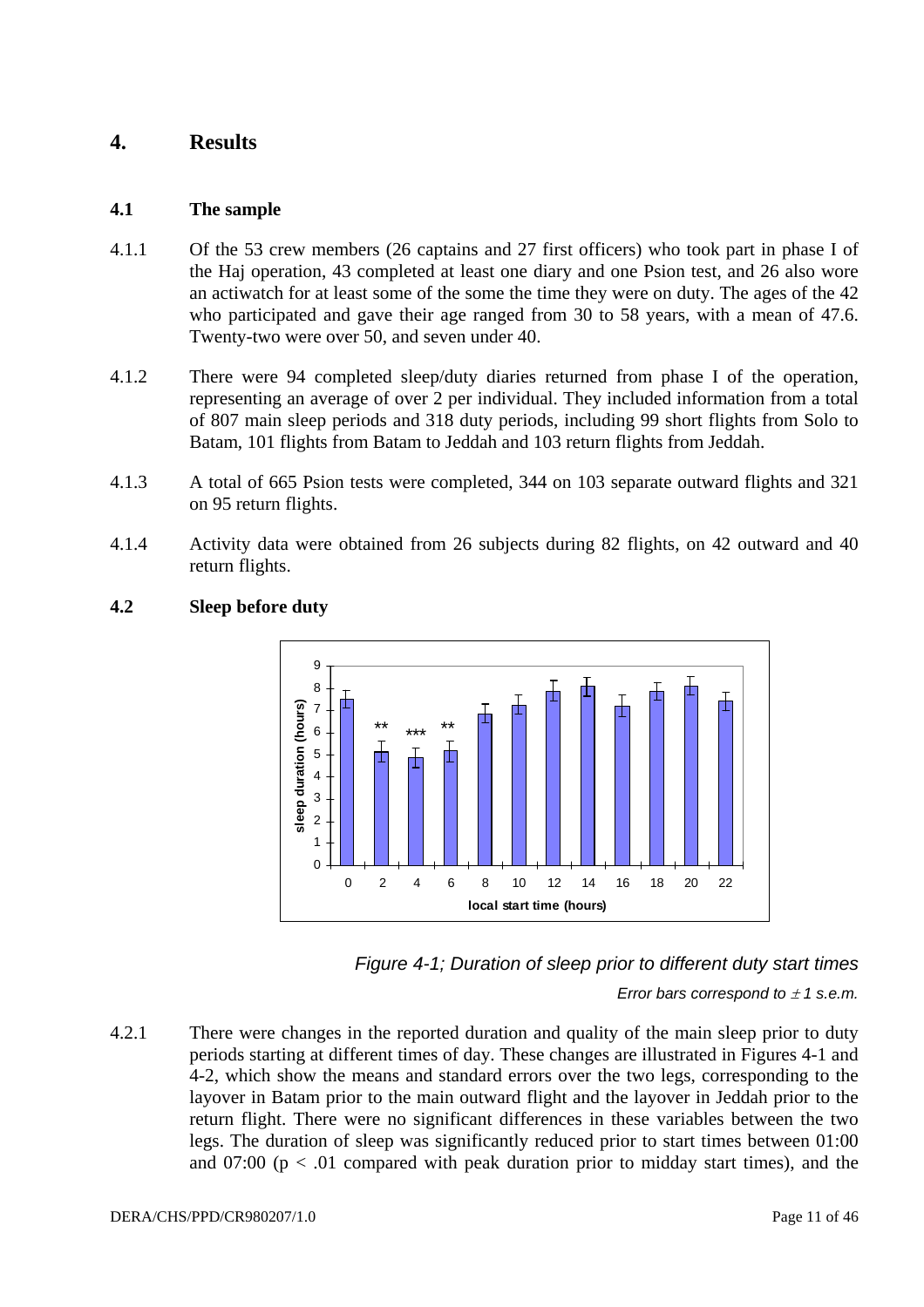# 4. Results

## 4.1 The sample

4.1.1 Of the 53 crew members (26 captains and 27 first officers) who took part in phase I of the Haj operation, 43 completed at least one diary and one Psion test, and 26 also wore an actiwatch for at least some of the some the time they were on duty. The ages of the 42 who participated and gave their age ranged from 30 to 58 years, with a mean of 47.6. Twenty-two were over 50, and seven under 40.

4.1.2 There were 94 completed sleep/duty diaries returned from phase I of the operation, representing an average of over 2 per individual. They included information from a total of 807 main sleep periods and 318 duty periods, including 99 short flights from Solo to Batam, 101 flights from Batam to Jeddah and 103 return flights from Jeddah.

4.1.3 A total of 665 Psion tests were completed, 344 on 103 separate outward flights and 321 on 95 return flights.

4.1.4 Activity data were obtained from 26 subjects during 82 flights, on 42 outward and 40 return flights.

## 4.2 Sleep before duty

*Figure 4-1; Duration of sleep prior to different duty start times*

*Error bars correspond to ± 1 s.e.m.*

4.2.1 There were changes in the reported duration and quality of the main sleep prior to duty periods starting at different times of day. These changes are illustrated in Figures 4-1 and 4-2, which show the means and standard errors over the two legs, corresponding to the layover in Batam prior to the main outward flight and the layover in Jeddah prior to the return flight. There were no significant differences in these variables between the two legs. The duration of sleep was significantly reduced prior to start times between 01:00 and 07:00 ($p < .01$ compared with peak duration prior to midday start times), and the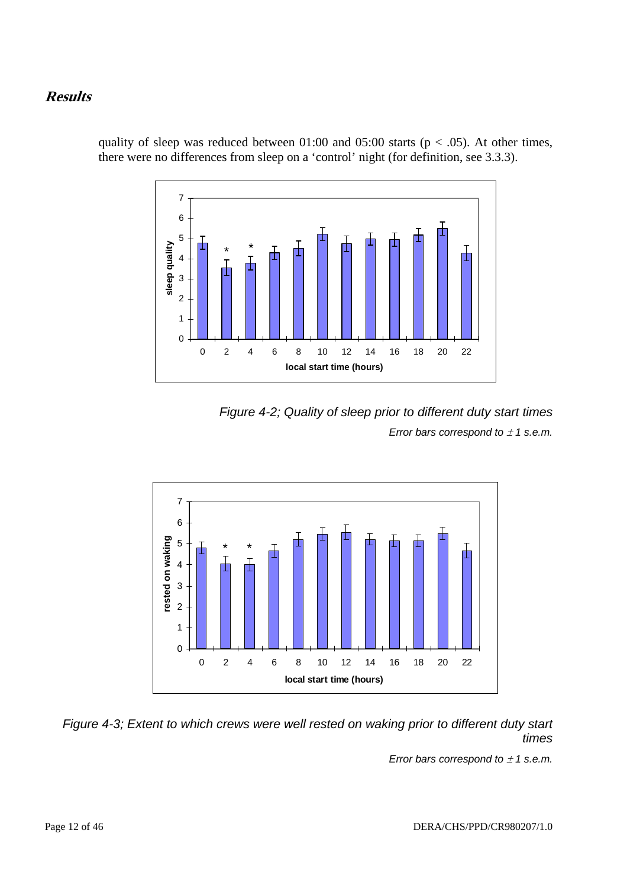quality of sleep was reduced between 01:00 and 05:00 starts ($p < .05$). At other times, there were no differences from sleep on a 'control' night (for definition, see 3.3.3).

*Figure 4-2; Quality of sleep prior to different duty start times*

*Error bars correspond to ± 1 s.e.m.*

*Figure 4-3; Extent to which crews were well rested on waking prior to different duty start times*

*Error bars correspond to ± 1 s.e.m.*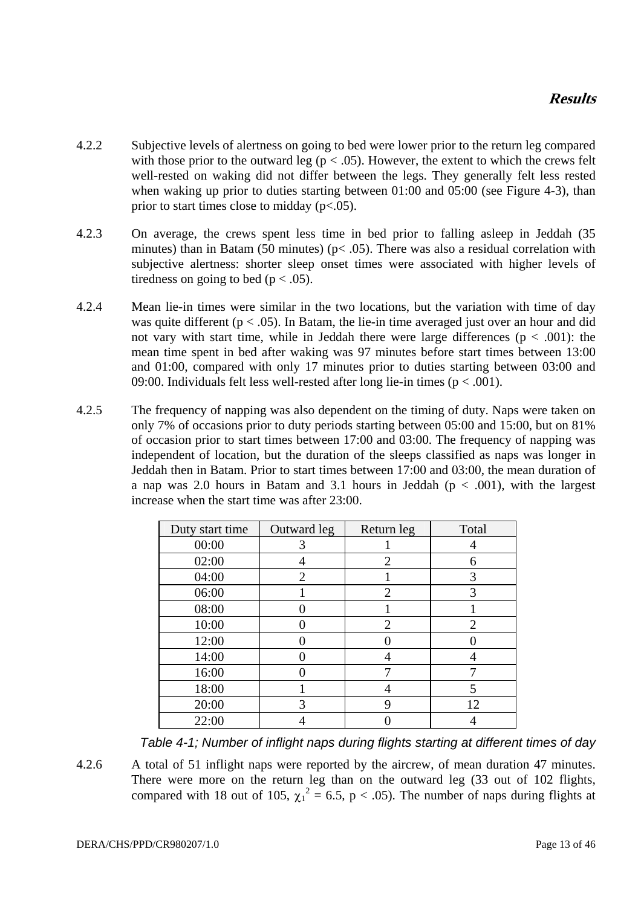4.2.2 Subjective levels of alertness on going to bed were lower prior to the return leg compared with those prior to the outward leg ($p < .05$). However, the extent to which the crews felt well-rested on waking did not differ between the legs. They generally felt less rested when waking up prior to duties starting between 01:00 and 05:00 (see Figure 4-3), than prior to start times close to midday ($p<.05$).

4.2.3 On average, the crews spent less time in bed prior to falling asleep in Jeddah (35 minutes) than in Batam (50 minutes) ($p< .05$). There was also a residual correlation with subjective alertness: shorter sleep onset times were associated with higher levels of tiredness on going to bed ($p < .05$).

4.2.4 Mean lie-in times were similar in the two locations, but the variation with time of day was quite different ($p < .05$). In Batam, the lie-in time averaged just over an hour and did not vary with start time, while in Jeddah there were large differences ($p < .001$): the mean time spent in bed after waking was 97 minutes before start times between 13:00 and 01:00, compared with only 17 minutes prior to duties starting between 03:00 and 09:00. Individuals felt less well-rested after long lie-in times ($p < .001$).

4.2.5 The frequency of napping was also dependent on the timing of duty. Naps were taken on only 7% of occasions prior to duty periods starting between 05:00 and 15:00, but on 81% of occasion prior to start times between 17:00 and 03:00. The frequency of napping was independent of location, but the duration of the sleeps classified as naps was longer in Jeddah then in Batam. Prior to start times between 17:00 and 03:00, the mean duration of a nap was 2.0 hours in Batam and 3.1 hours in Jeddah ($p < .001$), with the largest increase when the start time was after 23:00.

| Duty start time | Outward leg | Return leg | Total |
|---|---|---|---|
| 00:00 | 3 | 1 | 4 |
| 02:00 | 4 | 2 | 6 |
| 04:00 | 2 | 1 | 3 |
| 06:00 | 1 | 2 | 3 |
| 08:00 | 0 | 1 | 1 |
| 10:00 | 0 | 2 | 2 |
| 12:00 | 0 | 0 | 0 |
| 14:00 | 0 | 4 | 4 |
| 16:00 | 0 | 7 | 7 |
| 18:00 | 1 | 4 | 5 |
| 20:00 | 3 | 9 | 12 |
| 22:00 | 4 | 0 | 4 |

*Table 4-1; Number of inflight naps during flights starting at different times of day*

4.2.6 A total of 51 inflight naps were reported by the aircrew, of mean duration 47 minutes. There were more on the return leg than on the outward leg (33 out of 102 flights, compared with 18 out of 105, $\chi_1^2 = 6.5$, $p < .05$). The number of naps during flights at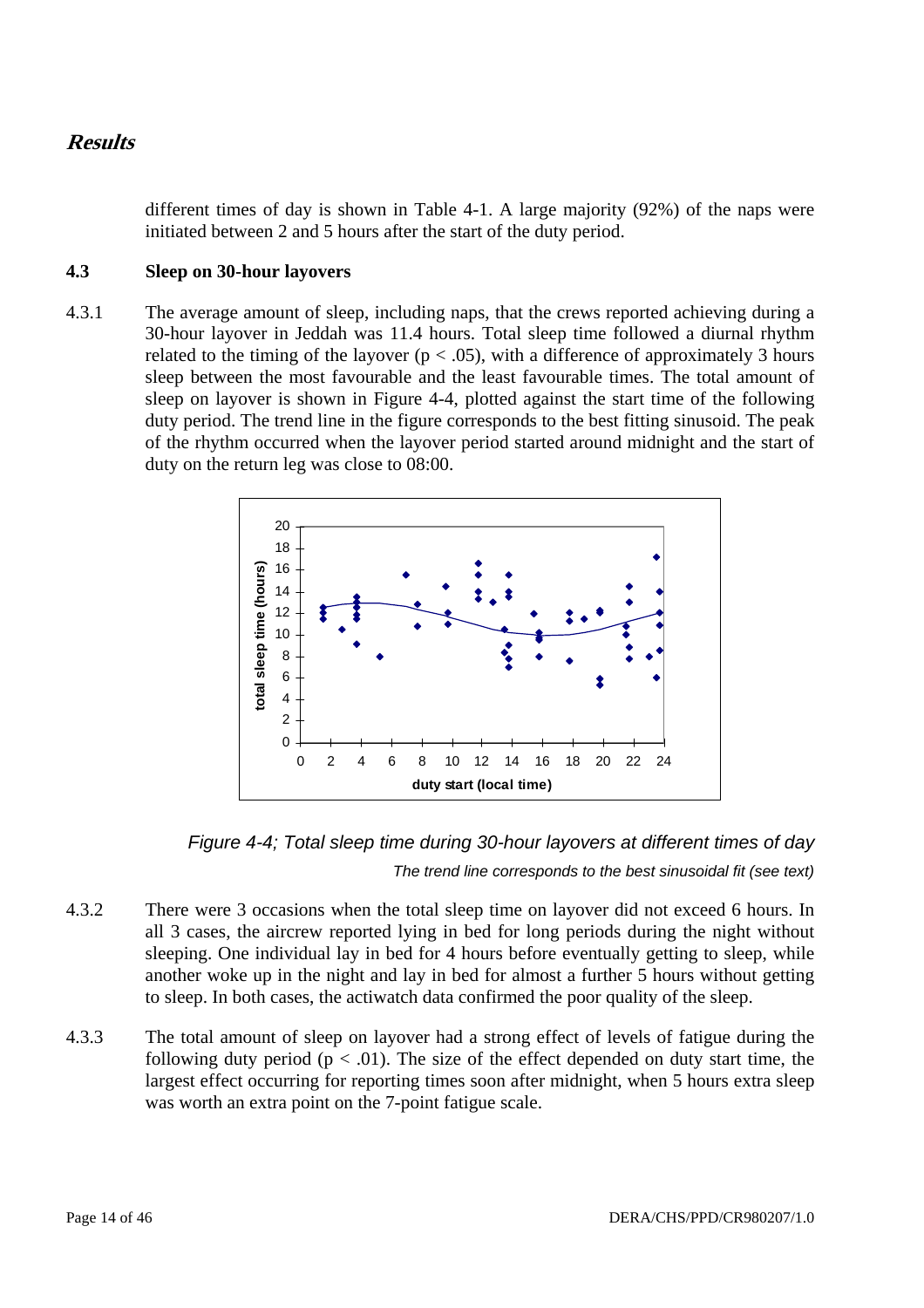different times of day is shown in Table 4-1. A large majority (92%) of the naps were initiated between 2 and 5 hours after the start of the duty period.

### 4.3 Sleep on 30-hour layovers

4.3.1 The average amount of sleep, including naps, that the crews reported achieving during a 30-hour layover in Jeddah was 11.4 hours. Total sleep time followed a diurnal rhythm related to the timing of the layover ($p < .05$), with a difference of approximately 3 hours sleep between the most favourable and the least favourable times. The total amount of sleep on layover is shown in Figure 4-4, plotted against the start time of the following duty period. The trend line in the figure corresponds to the best fitting sinusoid. The peak of the rhythm occurred when the layover period started around midnight and the start of duty on the return leg was close to 08:00.

*Figure 4-4; Total sleep time during 30-hour layovers at different times of day*

*The trend line corresponds to the best sinusoidal fit (see text)*

4.3.2 There were 3 occasions when the total sleep time on layover did not exceed 6 hours. In all 3 cases, the aircrew reported lying in bed for long periods during the night without sleeping. One individual lay in bed for 4 hours before eventually getting to sleep, while another woke up in the night and lay in bed for almost a further 5 hours without getting to sleep. In both cases, the actiwatch data confirmed the poor quality of the sleep.

4.3.3 The total amount of sleep on layover had a strong effect of levels of fatigue during the following duty period ($p < .01$). The size of the effect depended on duty start time, the largest effect occurring for reporting times soon after midnight, when 5 hours extra sleep was worth an extra point on the 7-point fatigue scale.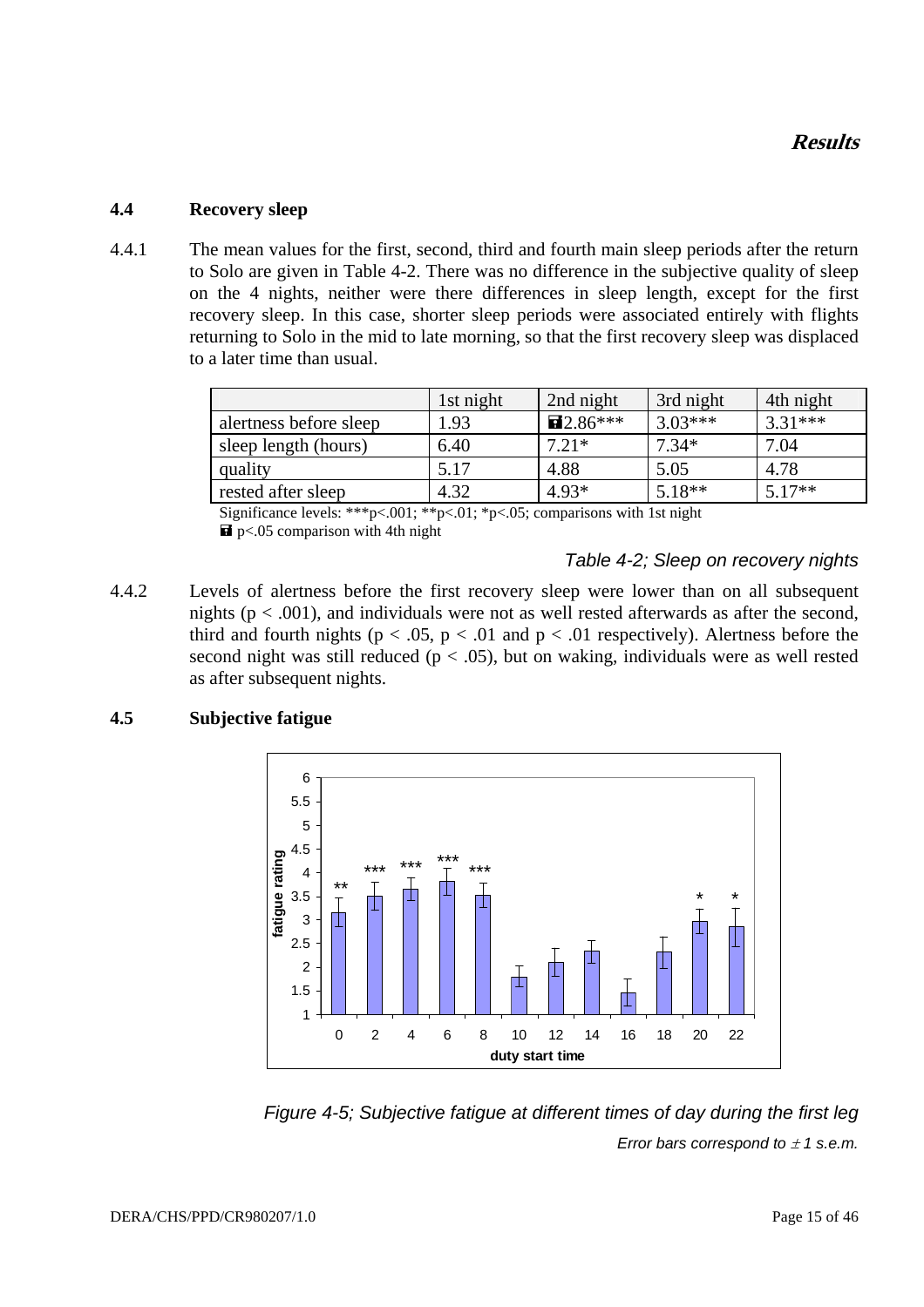### 4.4 Recovery sleep

4.4.1 The mean values for the first, second, third and fourth main sleep periods after the return to Solo are given in Table 4-2. There was no difference in the subjective quality of sleep on the 4 nights, neither were there differences in sleep length, except for the first recovery sleep. In this case, shorter sleep periods were associated entirely with flights returning to Solo in the mid to late morning, so that the first recovery sleep was displaced to a later time than usual.

| | 1st night | 2nd night | 3rd night | 4th night |
|---|---|---|---|---|
| alertness before sleep | 1.93 | ■2.86*** | 3.03*** | 3.31*** |
| sleep length (hours) | 6.40 | 7.21* | 7.34* | 7.04 |
| quality | 5.17 | 4.88 | 5.05 | 4.78 |
| rested after sleep | 4.32 | 4.93* | 5.18** | 5.17** |

Significance levels: ***p<.001; **p<.01; *p<.05; comparisons with 1st night
■ p<.05 comparison with 4th night

*Table 4-2; Sleep on recovery nights*

4.4.2 Levels of alertness before the first recovery sleep were lower than on all subsequent nights ($p < .001$), and individuals were not as well rested afterwards as after the second, third and fourth nights ($p < .05$, $p < .01$ and $p < .01$ respectively). Alertness before the second night was still reduced ($p < .05$), but on waking, individuals were as well rested as after subsequent nights.

### 4.5 Subjective fatigue

*Figure 4-5; Subjective fatigue at different times of day during the first leg*

*Error bars correspond to $\pm 1$ s.e.m.*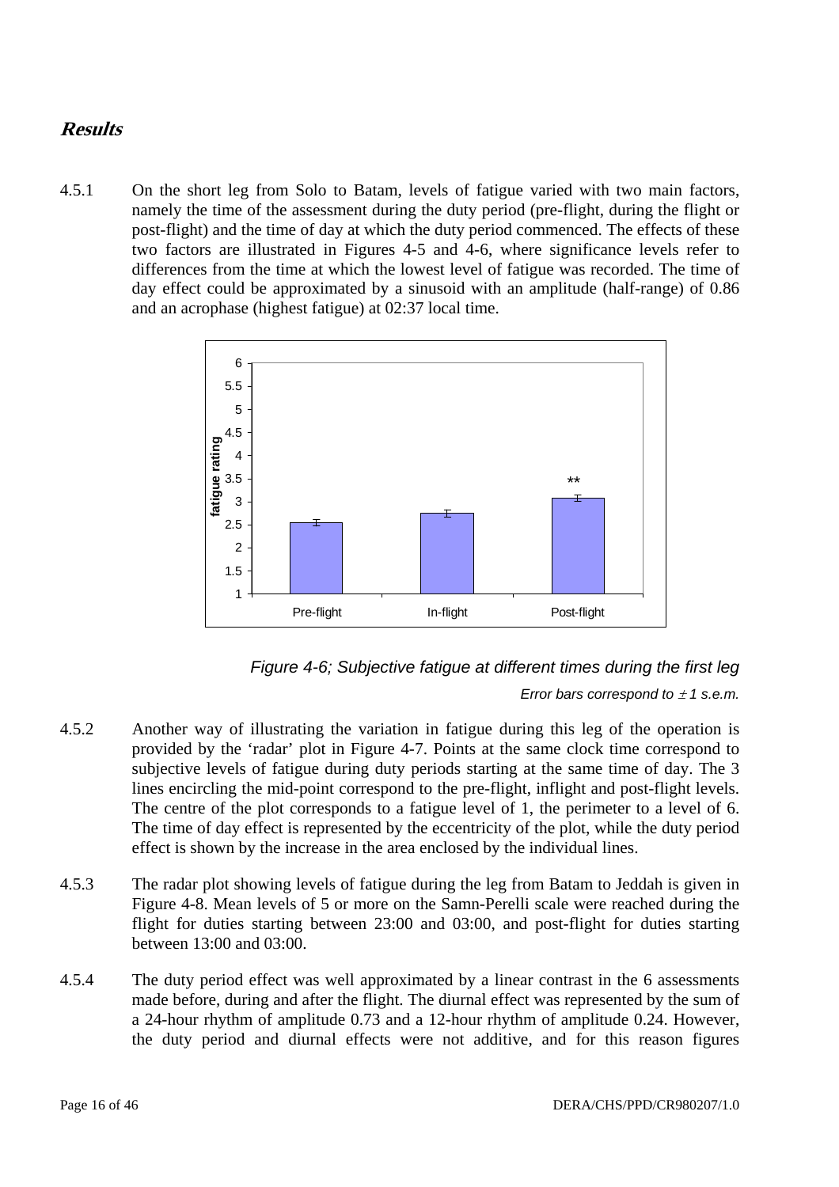## *Results*

4.5.1 On the short leg from Solo to Batam, levels of fatigue varied with two main factors, namely the time of the assessment during the duty period (pre-flight, during the flight or post-flight) and the time of day at which the duty period commenced. The effects of these two factors are illustrated in Figures 4-5 and 4-6, where significance levels refer to differences from the time at which the lowest level of fatigue was recorded. The time of day effect could be approximated by a sinusoid with an amplitude (half-range) of 0.86 and an acrophase (highest fatigue) at 02:37 local time.

*Figure 4-6; Subjective fatigue at different times during the first leg*

*Error bars correspond to ± 1 s.e.m.*

4.5.2 Another way of illustrating the variation in fatigue during this leg of the operation is provided by the 'radar' plot in Figure 4-7. Points at the same clock time correspond to subjective levels of fatigue during duty periods starting at the same time of day. The 3 lines encircling the mid-point correspond to the pre-flight, inflight and post-flight levels. The centre of the plot corresponds to a fatigue level of 1, the perimeter to a level of 6. The time of day effect is represented by the eccentricity of the plot, while the duty period effect is shown by the increase in the area enclosed by the individual lines.

4.5.3 The radar plot showing levels of fatigue during the leg from Batam to Jeddah is given in Figure 4-8. Mean levels of 5 or more on the Samn-Perelli scale were reached during the flight for duties starting between 23:00 and 03:00, and post-flight for duties starting between 13:00 and 03:00.

4.5.4 The duty period effect was well approximated by a linear contrast in the 6 assessments made before, during and after the flight. The diurnal effect was represented by the sum of a 24-hour rhythm of amplitude 0.73 and a 12-hour rhythm of amplitude 0.24. However, the duty period and diurnal effects were not additive, and for this reason figures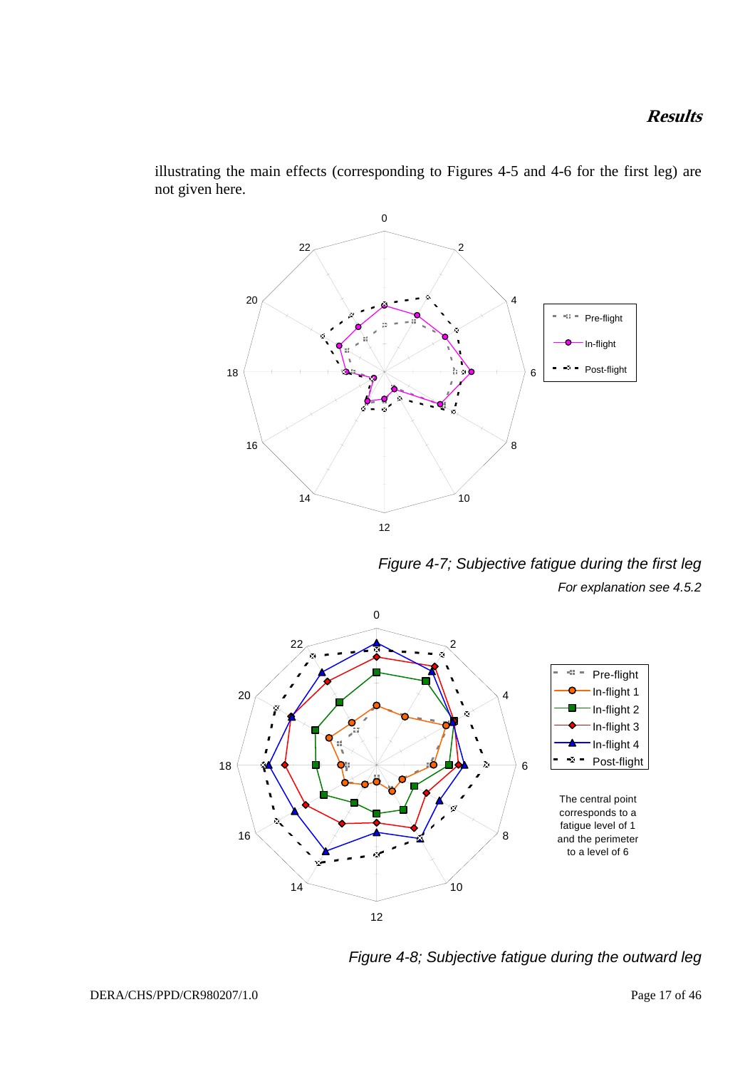illustrating the main effects (corresponding to Figures 4-5 and 4-6 for the first leg) are not given here.

*Figure 4-7; Subjective fatigue during the first leg*

*For explanation see 4.5.2*

*Figure 4-8; Subjective fatigue during the outward leg*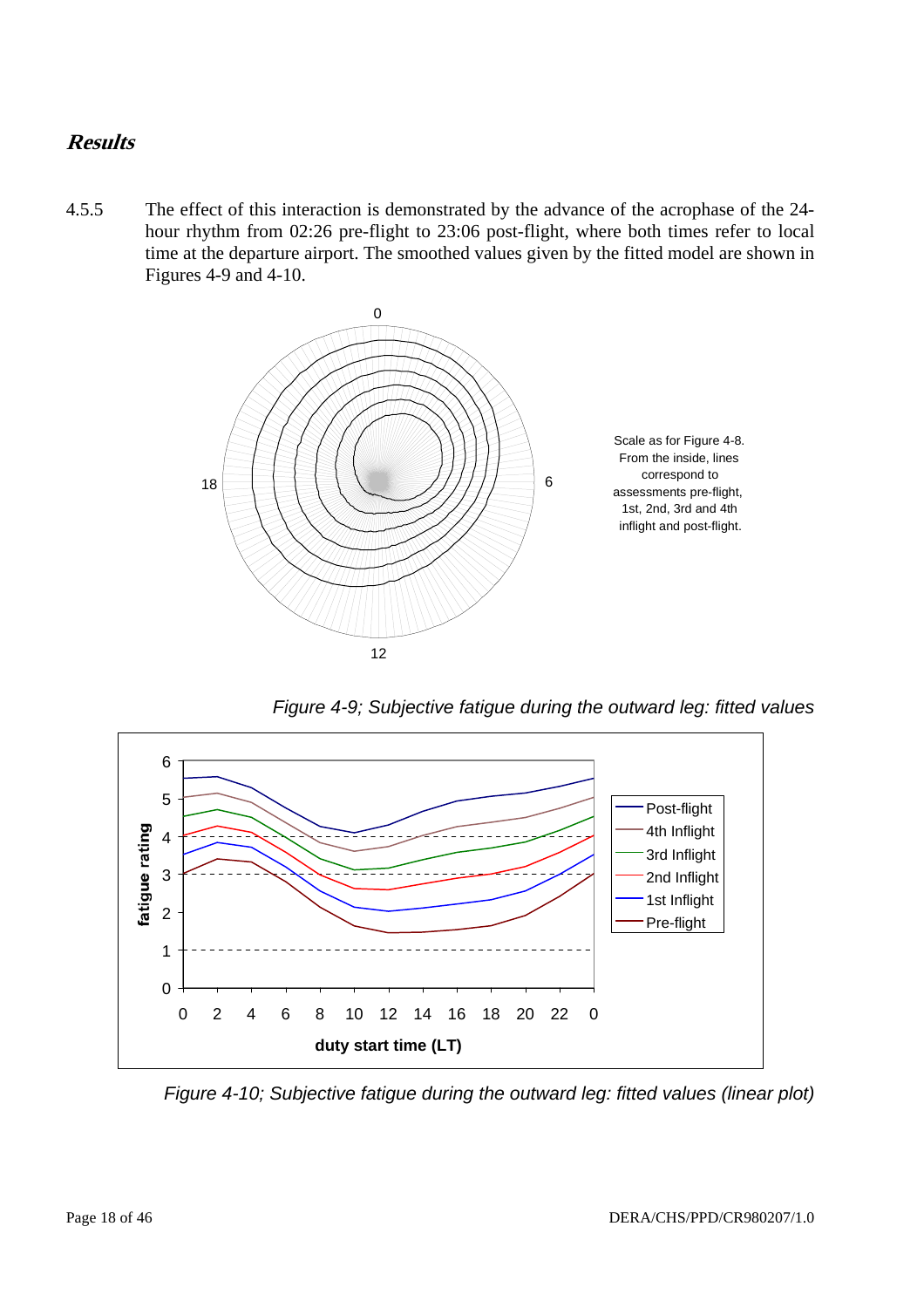## *Results*

4.5.5 The effect of this interaction is demonstrated by the advance of the acrophase of the 24-hour rhythm from 02:26 pre-flight to 23:06 post-flight, where both times refer to local time at the departure airport. The smoothed values given by the fitted model are shown in Figures 4-9 and 4-10.

Scale as for Figure 4-8. From the inside, lines correspond to assessments pre-flight, 1st, 2nd, 3rd and 4th inflight and post-flight.

*Figure 4-9; Subjective fatigue during the outward leg: fitted values*

*Figure 4-10; Subjective fatigue during the outward leg: fitted values (linear plot)*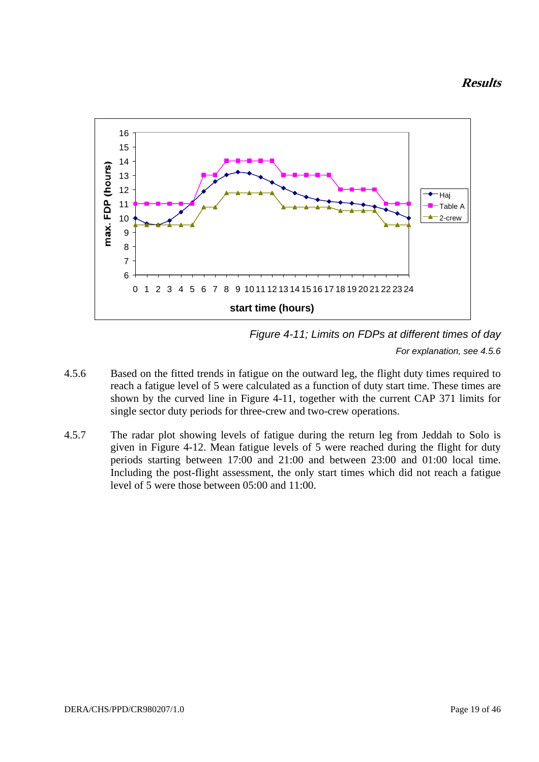Figure 4-11; Limits on FDPs at different times of day

*For explanation, see 4.5.6*

4.5.6 Based on the fitted trends in fatigue on the outward leg, the flight duty times required to reach a fatigue level of 5 were calculated as a function of duty start time. These times are shown by the curved line in Figure 4-11, together with the current CAP 371 limits for single sector duty periods for three-crew and two-crew operations.

4.5.7 The radar plot showing levels of fatigue during the return leg from Jeddah to Solo is given in Figure 4-12. Mean fatigue levels of 5 were reached during the flight for duty periods starting between 17:00 and 21:00 and between 23:00 and 01:00 local time. Including the post-flight assessment, the only start times which did not reach a fatigue level of 5 were those between 05:00 and 11:00.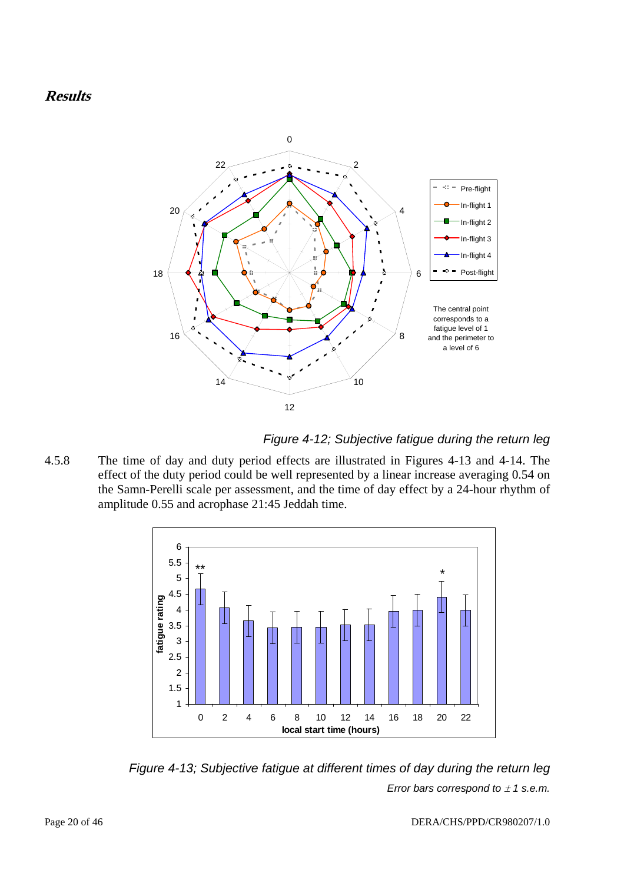## *Results*

*Figure 4-12; Subjective fatigue during the return leg*

4.5.8 The time of day and duty period effects are illustrated in Figures 4-13 and 4-14. The effect of the duty period could be well represented by a linear increase averaging 0.54 on the Samn-Perelli scale per assessment, and the time of day effect by a 24-hour rhythm of amplitude 0.55 and acrophase 21:45 Jeddah time.

*Figure 4-13; Subjective fatigue at different times of day during the return leg*

*Error bars correspond to ± 1 s.e.m.*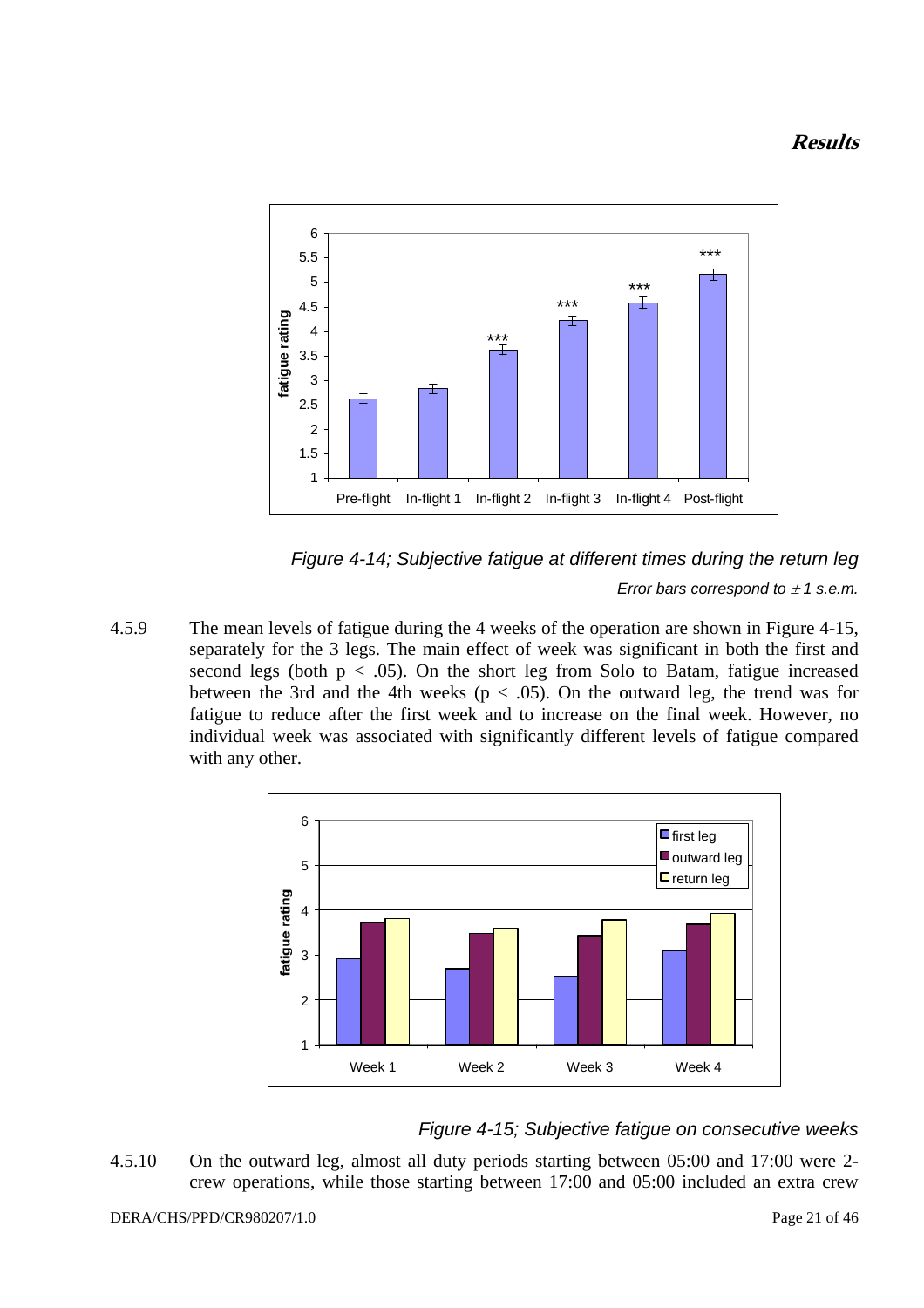*Figure 4-14; Subjective fatigue at different times during the return leg*

*Error bars correspond to ± 1 s.e.m.*

4.5.9 The mean levels of fatigue during the 4 weeks of the operation are shown in Figure 4-15, separately for the 3 legs. The main effect of week was significant in both the first and second legs (both $p < .05$). On the short leg from Solo to Batam, fatigue increased between the 3rd and the 4th weeks ($p < .05$). On the outward leg, the trend was for fatigue to reduce after the first week and to increase on the final week. However, no individual week was associated with significantly different levels of fatigue compared with any other.

*Figure 4-15; Subjective fatigue on consecutive weeks*

4.5.10 On the outward leg, almost all duty periods starting between 05:00 and 17:00 were 2-crew operations, while those starting between 17:00 and 05:00 included an extra crew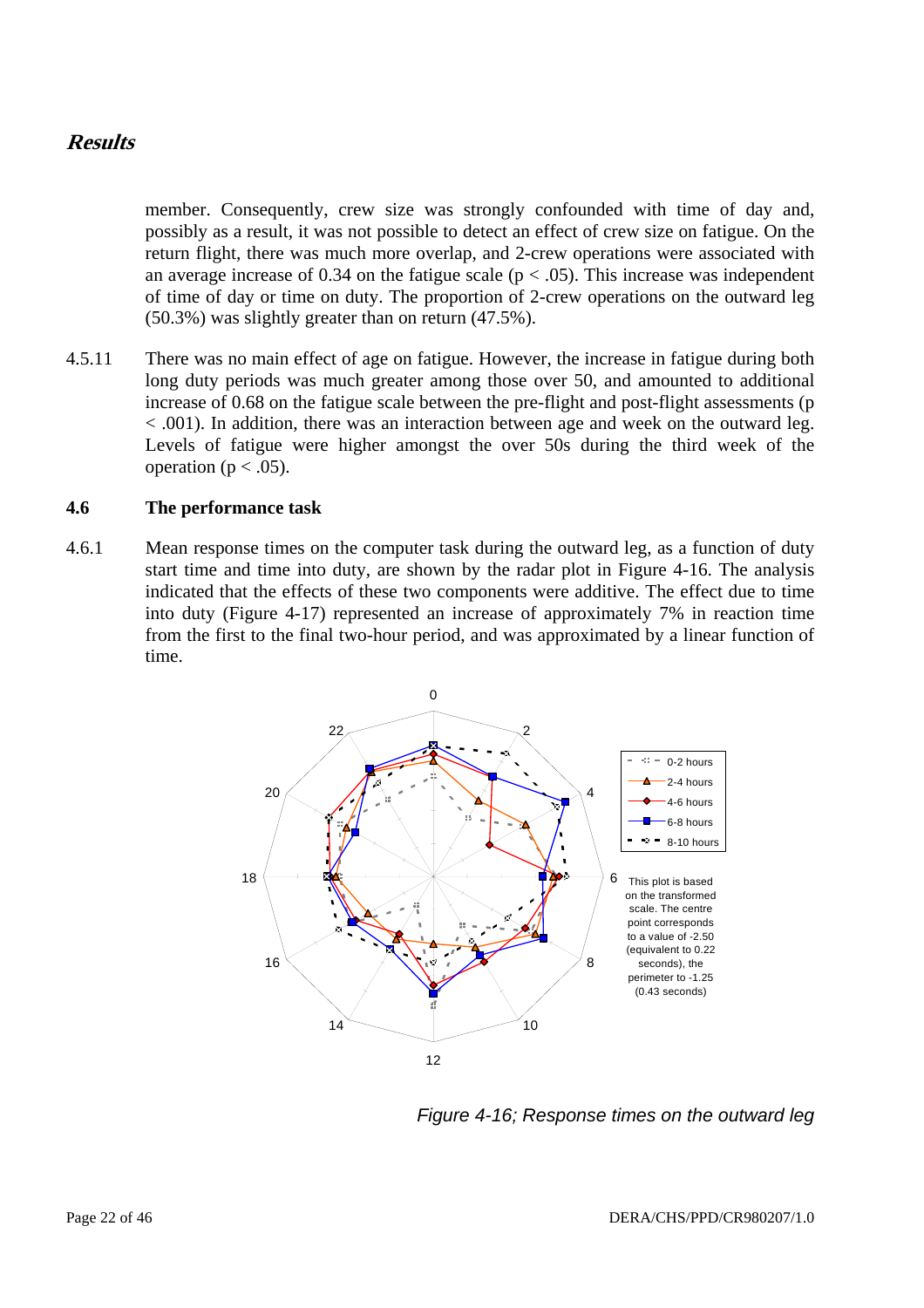member. Consequently, crew size was strongly confounded with time of day and, possibly as a result, it was not possible to detect an effect of crew size on fatigue. On the return flight, there was much more overlap, and 2-crew operations were associated with an average increase of 0.34 on the fatigue scale ($p < .05$). This increase was independent of time of day or time on duty. The proportion of 2-crew operations on the outward leg (50.3%) was slightly greater than on return (47.5%).

4.5.11 There was no main effect of age on fatigue. However, the increase in fatigue during both long duty periods was much greater among those over 50, and amounted to additional increase of 0.68 on the fatigue scale between the pre-flight and post-flight assessments ($p < .001$). In addition, there was an interaction between age and week on the outward leg. Levels of fatigue were higher amongst the over 50s during the third week of the operation ($p < .05$).

### 4.6 The performance task

4.6.1 Mean response times on the computer task during the outward leg, as a function of duty start time and time into duty, are shown by the radar plot in Figure 4-16. The analysis indicated that the effects of these two components were additive. The effect due to time into duty (Figure 4-17) represented an increase of approximately 7% in reaction time from the first to the final two-hour period, and was approximated by a linear function of time.

This plot is based on the transformed scale. The centre point corresponds to a value of -2.50 (equivalent to 0.22 seconds), the perimeter to -1.25 (0.43 seconds)

*Figure 4-16; Response times on the outward leg*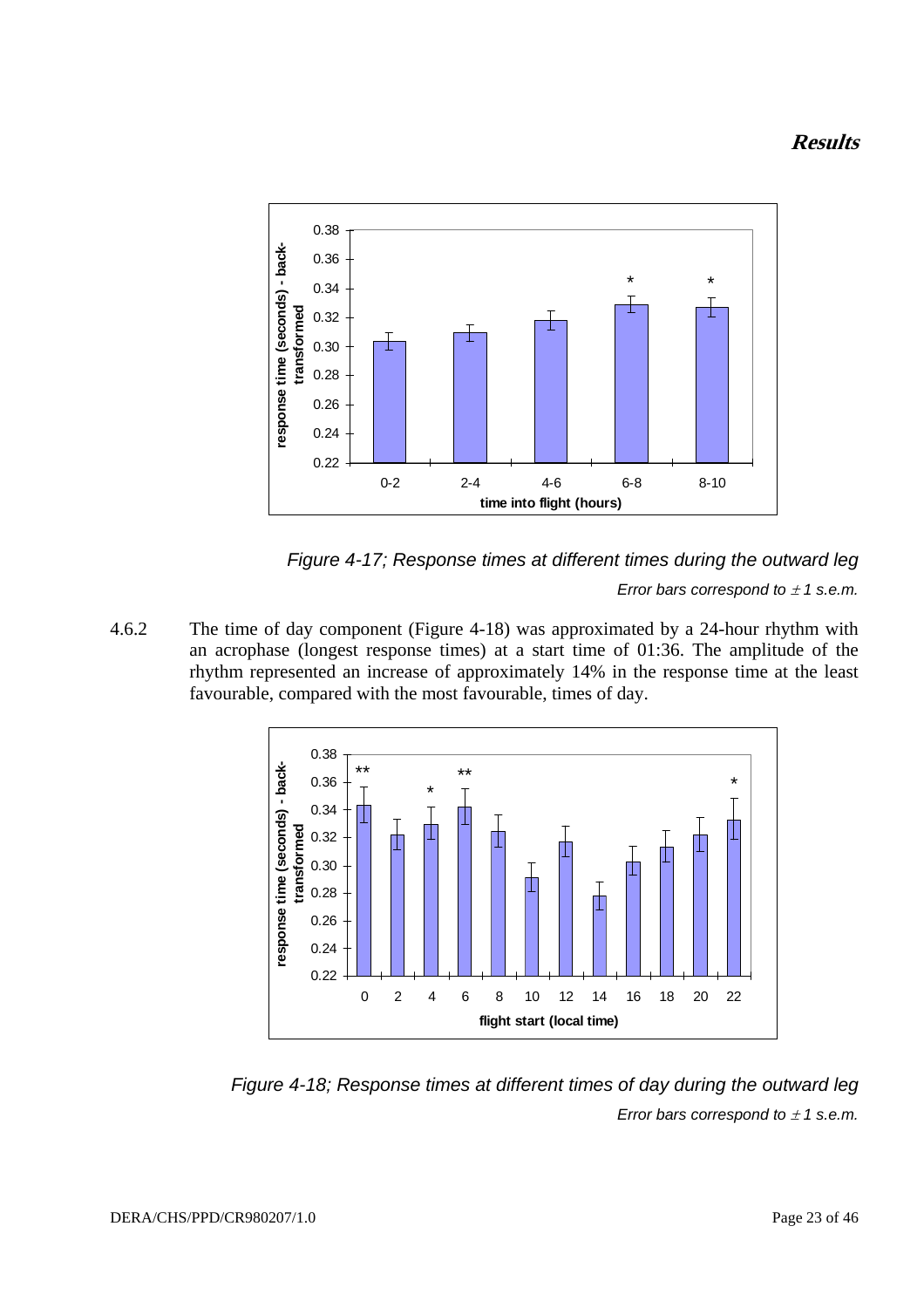Figure 4-17; Response times at different times during the outward leg

Error bars correspond to ± 1 s.e.m.

4.6.2 The time of day component (Figure 4-18) was approximated by a 24-hour rhythm with an acrophase (longest response times) at a start time of 01:36. The amplitude of the rhythm represented an increase of approximately 14% in the response time at the least favourable, compared with the most favourable, times of day.

Figure 4-18; Response times at different times of day during the outward leg

Error bars correspond to ± 1 s.e.m.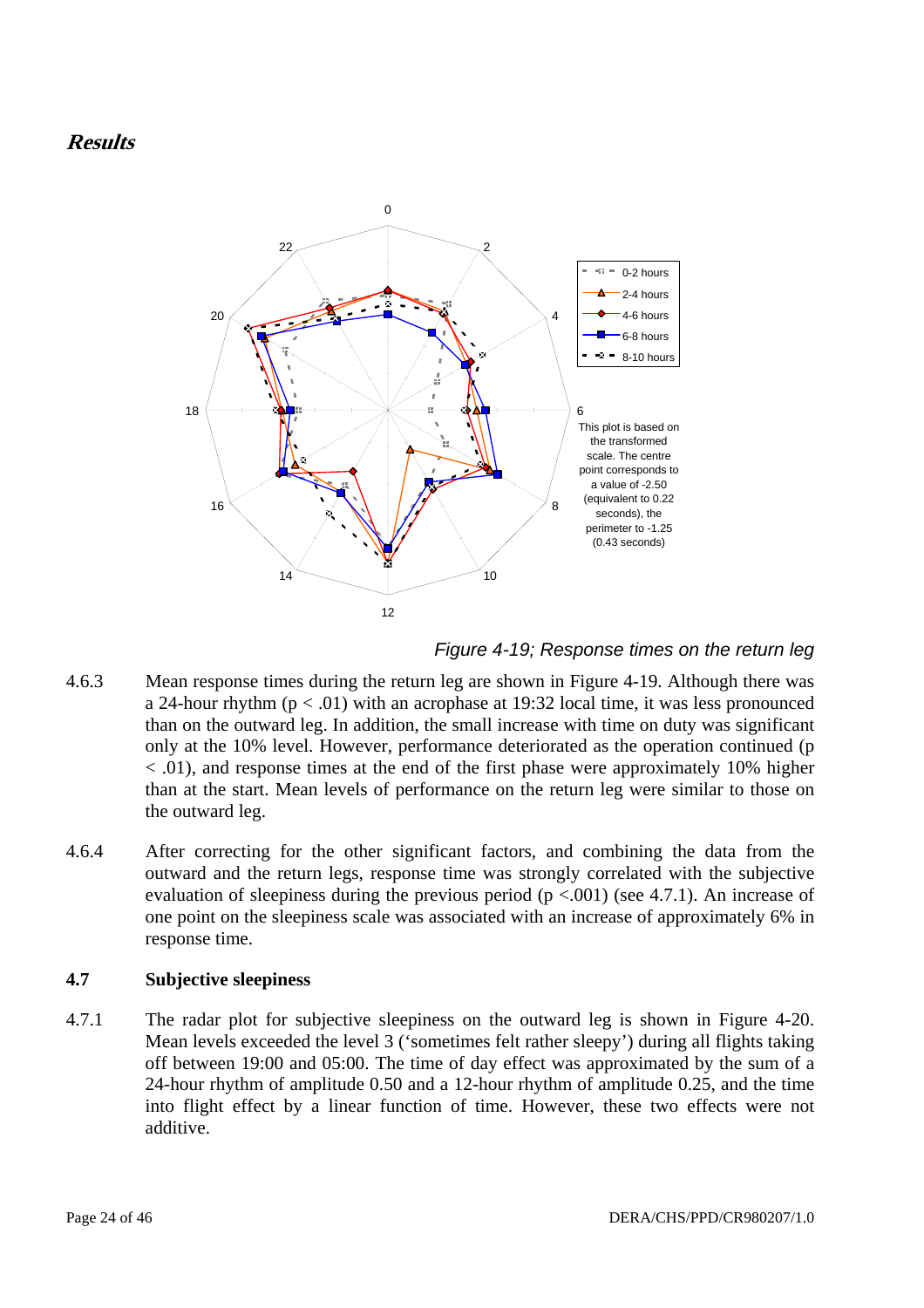## *Results*

Figure 4-19; Response times on the return leg

4.6.3 Mean response times during the return leg are shown in Figure 4-19. Although there was a 24-hour rhythm ($p < .01$) with an acrophase at 19:32 local time, it was less pronounced than on the outward leg. In addition, the small increase with time on duty was significant only at the 10% level. However, performance deteriorated as the operation continued ($p < .01$), and response times at the end of the first phase were approximately 10% higher than at the start. Mean levels of performance on the return leg were similar to those on the outward leg.

4.6.4 After correcting for the other significant factors, and combining the data from the outward and the return legs, response time was strongly correlated with the subjective evaluation of sleepiness during the previous period ($p < .001$) (see 4.7.1). An increase of one point on the sleepiness scale was associated with an increase of approximately 6% in response time.

### 4.7 Subjective sleepiness

4.7.1 The radar plot for subjective sleepiness on the outward leg is shown in Figure 4-20. Mean levels exceeded the level 3 ('sometimes felt rather sleepy') during all flights taking off between 19:00 and 05:00. The time of day effect was approximated by the sum of a 24-hour rhythm of amplitude 0.50 and a 12-hour rhythm of amplitude 0.25, and the time into flight effect by a linear function of time. However, these two effects were not additive.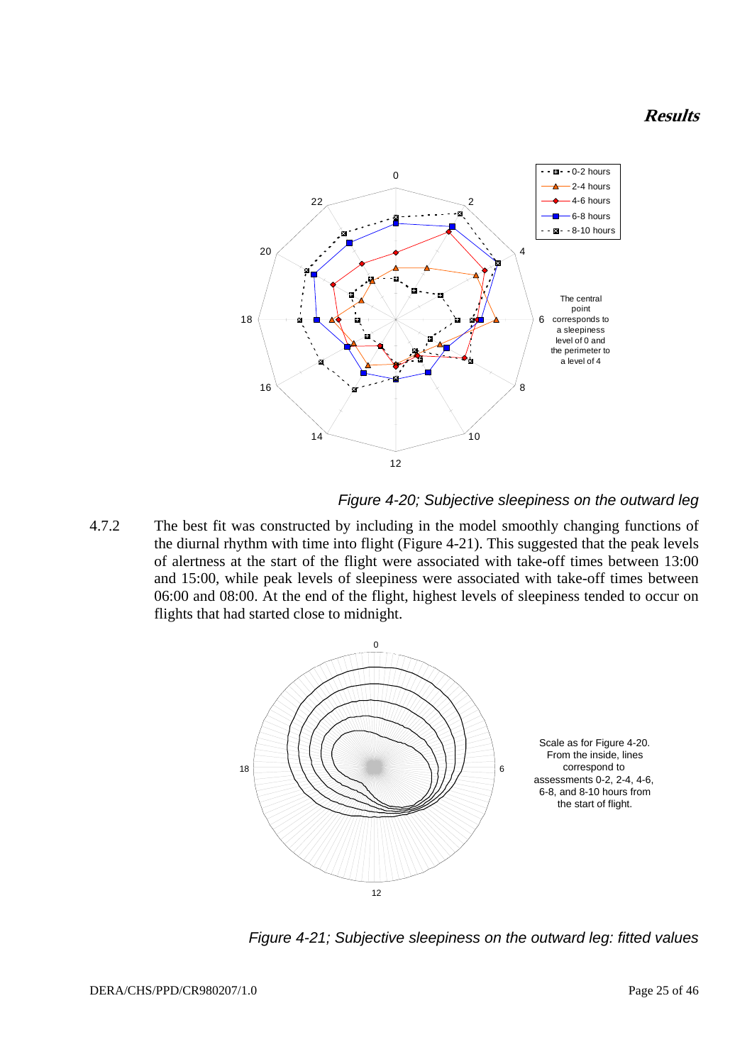Figure 4-20; Subjective sleepiness on the outward leg

4.7.2 The best fit was constructed by including in the model smoothly changing functions of the diurnal rhythm with time into flight (Figure 4-21). This suggested that the peak levels of alertness at the start of the flight were associated with take-off times between 13:00 and 15:00, while peak levels of sleepiness were associated with take-off times between 06:00 and 08:00. At the end of the flight, highest levels of sleepiness tended to occur on flights that had started close to midnight.

Figure 4-21; Subjective sleepiness on the outward leg: fitted values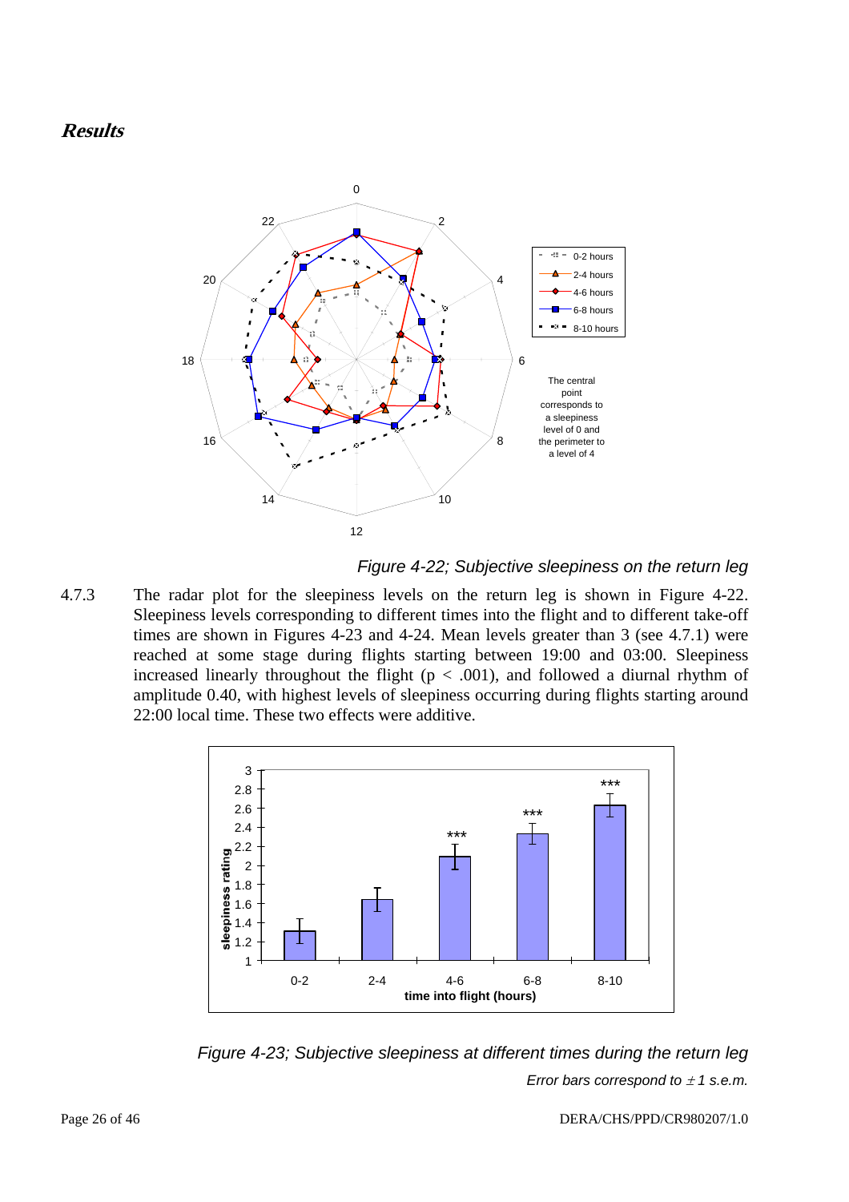### *Results*

*Figure 4-22; Subjective sleepiness on the return leg*

4.7.3 The radar plot for the sleepiness levels on the return leg is shown in Figure 4-22. Sleepiness levels corresponding to different times into the flight and to different take-off times are shown in Figures 4-23 and 4-24. Mean levels greater than 3 (see 4.7.1) were reached at some stage during flights starting between 19:00 and 03:00. Sleepiness increased linearly throughout the flight ($p < .001$), and followed a diurnal rhythm of amplitude 0.40, with highest levels of sleepiness occurring during flights starting around 22:00 local time. These two effects were additive.

*Figure 4-23; Subjective sleepiness at different times during the return leg*

*Error bars correspond to ± 1 s.e.m.*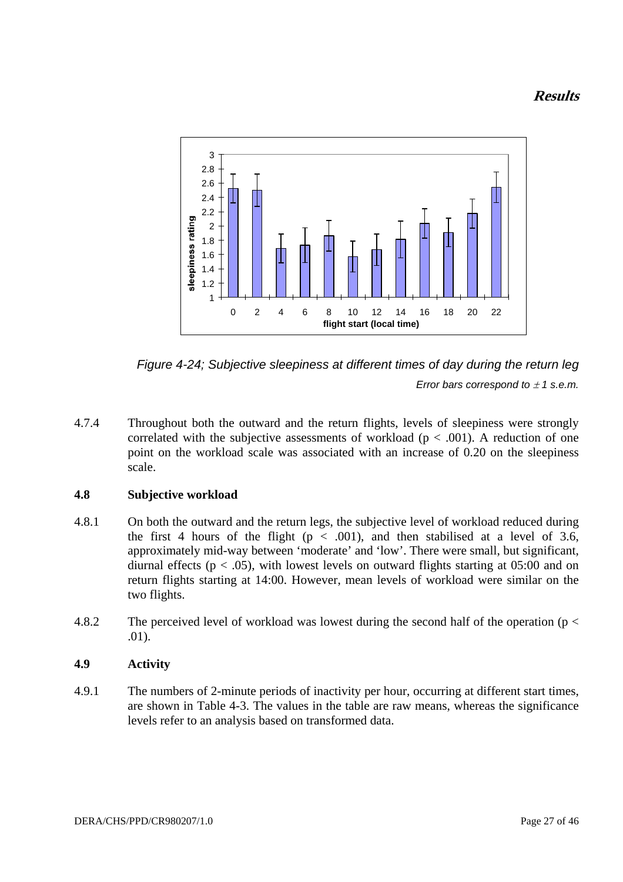Figure 4-24; Subjective sleepiness at different times of day during the return leg

*Error bars correspond to ± 1 s.e.m.*

4.7.4 Throughout both the outward and the return flights, levels of sleepiness were strongly correlated with the subjective assessments of workload ($p < .001$). A reduction of one point on the workload scale was associated with an increase of 0.20 on the sleepiness scale.

### 4.8 Subjective workload

4.8.1 On both the outward and the return legs, the subjective level of workload reduced during the first 4 hours of the flight ($p < .001$), and then stabilised at a level of 3.6, approximately mid-way between 'moderate' and 'low'. There were small, but significant, diurnal effects ($p < .05$), with lowest levels on outward flights starting at 05:00 and on return flights starting at 14:00. However, mean levels of workload were similar on the two flights.

4.8.2 The perceived level of workload was lowest during the second half of the operation ($p < .01$).

### 4.9 Activity

4.9.1 The numbers of 2-minute periods of inactivity per hour, occurring at different start times, are shown in Table 4-3. The values in the table are raw means, whereas the significance levels refer to an analysis based on transformed data.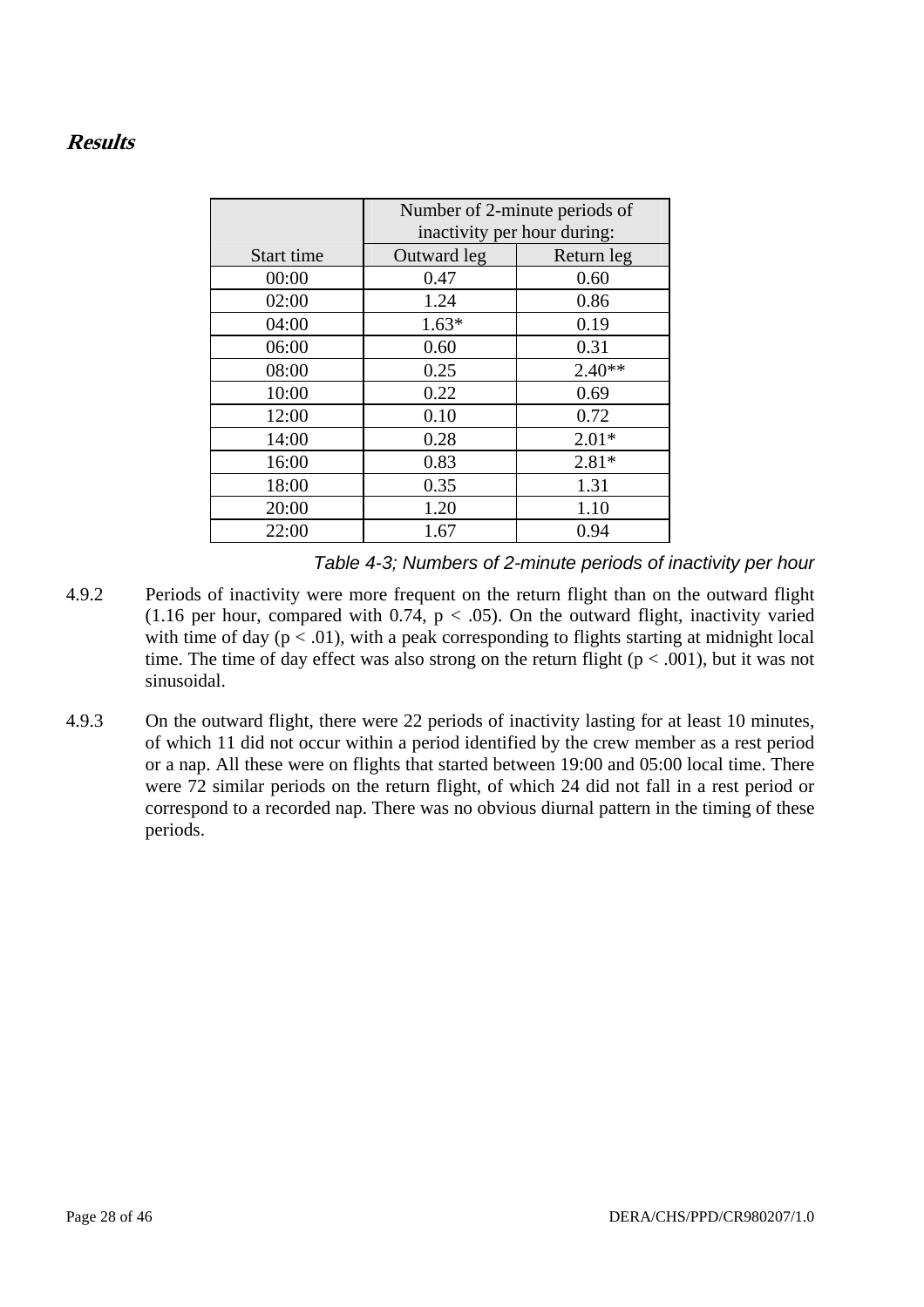### *Results*

| | Number of 2-minute periods of inactivity per hour during: | |
|---|---|---|
| Start time | Outward leg | Return leg |
| 00:00 | 0.47 | 0.60 |
| 02:00 | 1.24 | 0.86 |
| 04:00 | 1.63* | 0.19 |
| 06:00 | 0.60 | 0.31 |
| 08:00 | 0.25 | 2.40** |
| 10:00 | 0.22 | 0.69 |
| 12:00 | 0.10 | 0.72 |
| 14:00 | 0.28 | 2.01* |
| 16:00 | 0.83 | 2.81* |
| 18:00 | 0.35 | 1.31 |
| 20:00 | 1.20 | 1.10 |
| 22:00 | 1.67 | 0.94 |

*Table 4-3; Numbers of 2-minute periods of inactivity per hour*

4.9.2 Periods of inactivity were more frequent on the return flight than on the outward flight (1.16 per hour, compared with 0.74, $p < .05$). On the outward flight, inactivity varied with time of day ($p < .01$), with a peak corresponding to flights starting at midnight local time. The time of day effect was also strong on the return flight ($p < .001$), but it was not sinusoidal.

4.9.3 On the outward flight, there were 22 periods of inactivity lasting for at least 10 minutes, of which 11 did not occur within a period identified by the crew member as a rest period or a nap. All these were on flights that started between 19:00 and 05:00 local time. There were 72 similar periods on the return flight, of which 24 did not fall in a rest period or correspond to a recorded nap. There was no obvious diurnal pattern in the timing of these periods.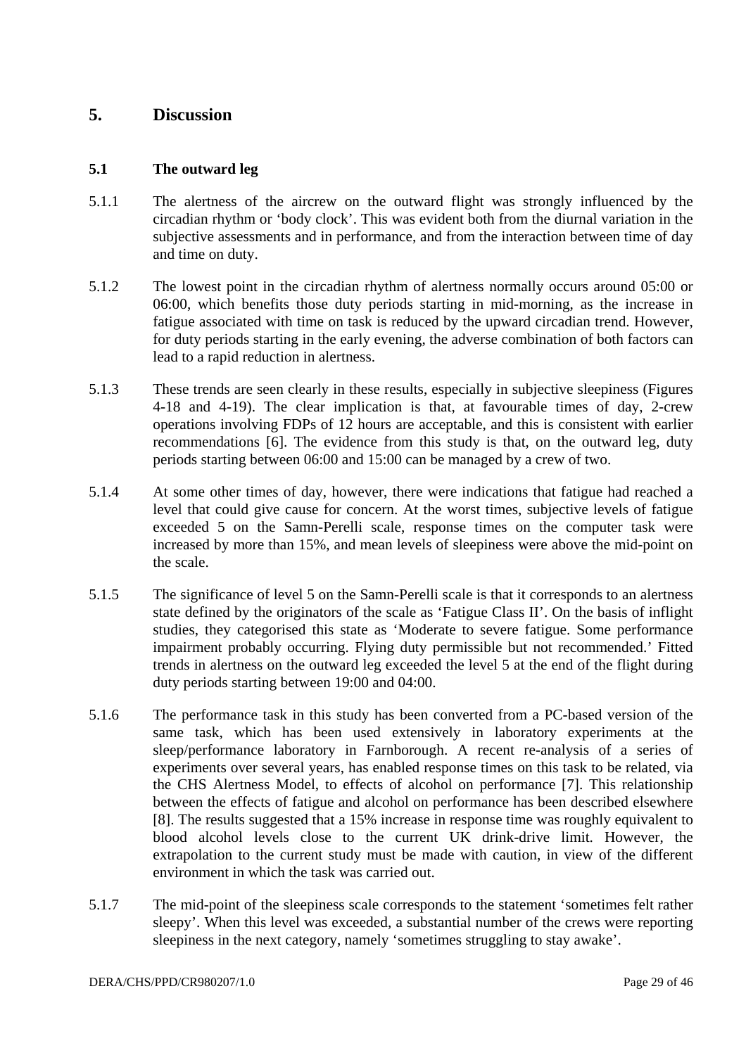# 5. Discussion

## 5.1 The outward leg

5.1.1 The alertness of the aircrew on the outward flight was strongly influenced by the circadian rhythm or 'body clock'. This was evident both from the diurnal variation in the subjective assessments and in performance, and from the interaction between time of day and time on duty.

5.1.2 The lowest point in the circadian rhythm of alertness normally occurs around 05:00 or 06:00, which benefits those duty periods starting in mid-morning, as the increase in fatigue associated with time on task is reduced by the upward circadian trend. However, for duty periods starting in the early evening, the adverse combination of both factors can lead to a rapid reduction in alertness.

5.1.3 These trends are seen clearly in these results, especially in subjective sleepiness (Figures 4-18 and 4-19). The clear implication is that, at favourable times of day, 2-crew operations involving FDPs of 12 hours are acceptable, and this is consistent with earlier recommendations [6]. The evidence from this study is that, on the outward leg, duty periods starting between 06:00 and 15:00 can be managed by a crew of two.

5.1.4 At some other times of day, however, there were indications that fatigue had reached a level that could give cause for concern. At the worst times, subjective levels of fatigue exceeded 5 on the Samn-Perelli scale, response times on the computer task were increased by more than 15%, and mean levels of sleepiness were above the mid-point on the scale.

5.1.5 The significance of level 5 on the Samn-Perelli scale is that it corresponds to an alertness state defined by the originators of the scale as 'Fatigue Class II'. On the basis of inflight studies, they categorised this state as 'Moderate to severe fatigue. Some performance impairment probably occurring. Flying duty permissible but not recommended.' Fitted trends in alertness on the outward leg exceeded the level 5 at the end of the flight during duty periods starting between 19:00 and 04:00.

5.1.6 The performance task in this study has been converted from a PC-based version of the same task, which has been used extensively in laboratory experiments at the sleep/performance laboratory in Farnborough. A recent re-analysis of a series of experiments over several years, has enabled response times on this task to be related, via the CHS Alertness Model, to effects of alcohol on performance [7]. This relationship between the effects of fatigue and alcohol on performance has been described elsewhere [8]. The results suggested that a 15% increase in response time was roughly equivalent to blood alcohol levels close to the current UK drink-drive limit. However, the extrapolation to the current study must be made with caution, in view of the different environment in which the task was carried out.

5.1.7 The mid-point of the sleepiness scale corresponds to the statement 'sometimes felt rather sleepy'. When this level was exceeded, a substantial number of the crews were reporting sleepiness in the next category, namely 'sometimes struggling to stay awake'.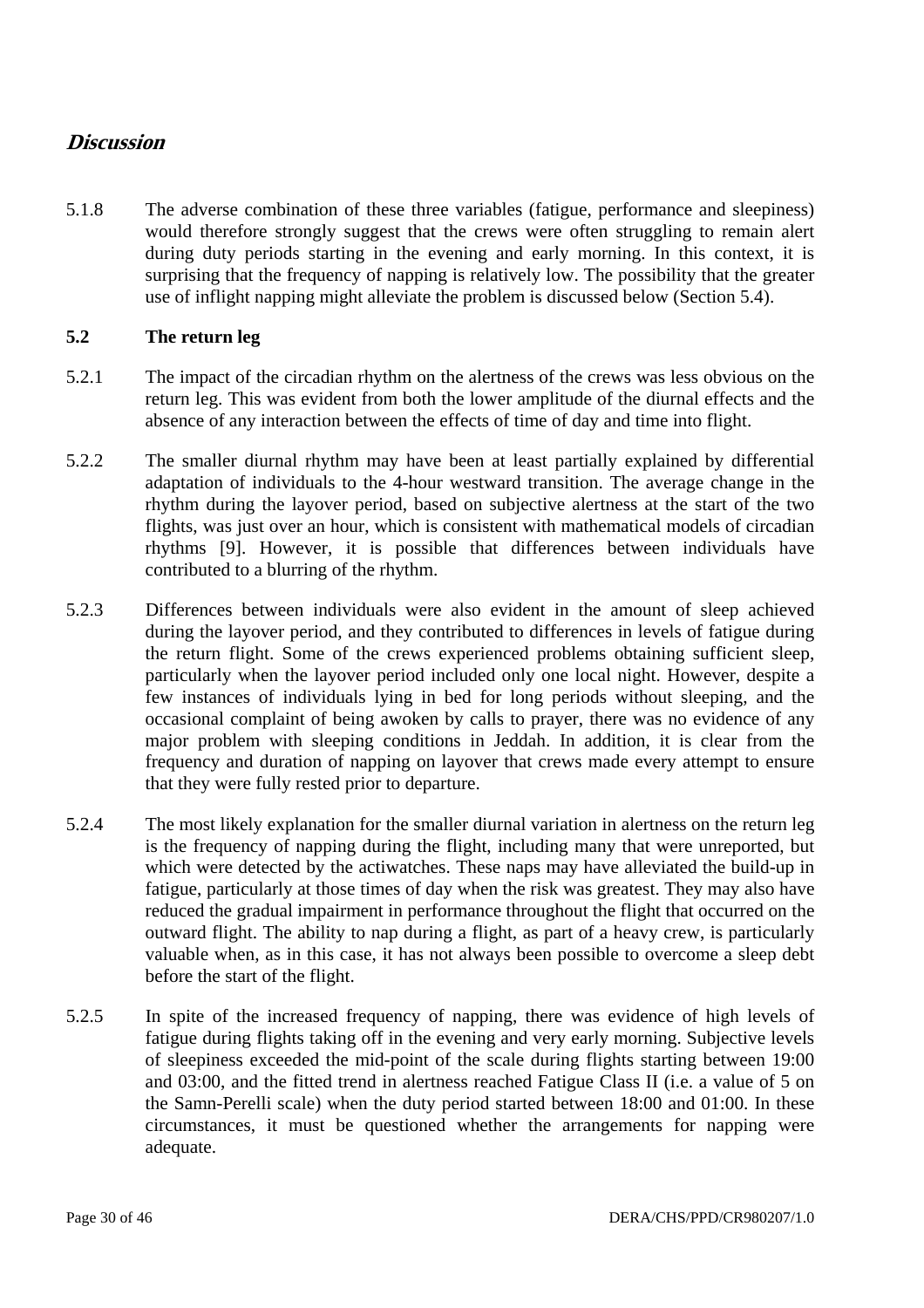## *Discussion*

5.1.8 The adverse combination of these three variables (fatigue, performance and sleepiness) would therefore strongly suggest that the crews were often struggling to remain alert during duty periods starting in the evening and early morning. In this context, it is surprising that the frequency of napping is relatively low. The possibility that the greater use of inflight napping might alleviate the problem is discussed below (Section 5.4).

### 5.2 The return leg

5.2.1 The impact of the circadian rhythm on the alertness of the crews was less obvious on the return leg. This was evident from both the lower amplitude of the diurnal effects and the absence of any interaction between the effects of time of day and time into flight.

5.2.2 The smaller diurnal rhythm may have been at least partially explained by differential adaptation of individuals to the 4-hour westward transition. The average change in the rhythm during the layover period, based on subjective alertness at the start of the two flights, was just over an hour, which is consistent with mathematical models of circadian rhythms [9]. However, it is possible that differences between individuals have contributed to a blurring of the rhythm.

5.2.3 Differences between individuals were also evident in the amount of sleep achieved during the layover period, and they contributed to differences in levels of fatigue during the return flight. Some of the crews experienced problems obtaining sufficient sleep, particularly when the layover period included only one local night. However, despite a few instances of individuals lying in bed for long periods without sleeping, and the occasional complaint of being awoken by calls to prayer, there was no evidence of any major problem with sleeping conditions in Jeddah. In addition, it is clear from the frequency and duration of napping on layover that crews made every attempt to ensure that they were fully rested prior to departure.

5.2.4 The most likely explanation for the smaller diurnal variation in alertness on the return leg is the frequency of napping during the flight, including many that were unreported, but which were detected by the actiwatches. These naps may have alleviated the build-up in fatigue, particularly at those times of day when the risk was greatest. They may also have reduced the gradual impairment in performance throughout the flight that occurred on the outward flight. The ability to nap during a flight, as part of a heavy crew, is particularly valuable when, as in this case, it has not always been possible to overcome a sleep debt before the start of the flight.

5.2.5 In spite of the increased frequency of napping, there was evidence of high levels of fatigue during flights taking off in the evening and very early morning. Subjective levels of sleepiness exceeded the mid-point of the scale during flights starting between 19:00 and 03:00, and the fitted trend in alertness reached Fatigue Class II (i.e. a value of 5 on the Samn-Perelli scale) when the duty period started between 18:00 and 01:00. In these circumstances, it must be questioned whether the arrangements for napping were adequate.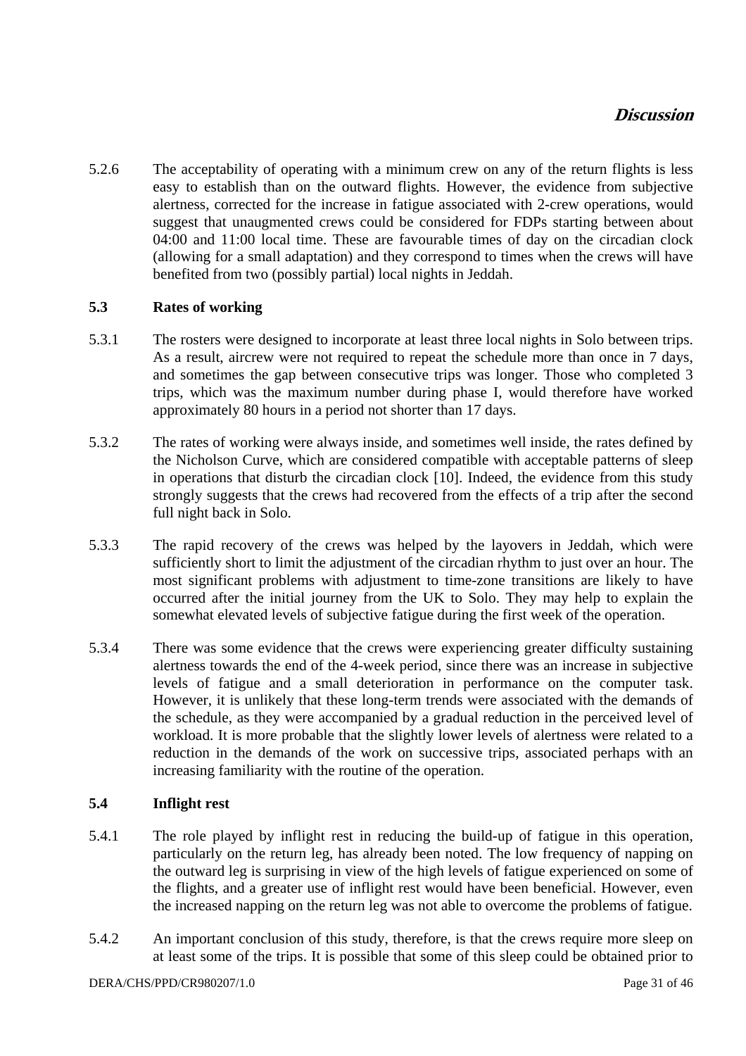5.2.6 The acceptability of operating with a minimum crew on any of the return flights is less easy to establish than on the outward flights. However, the evidence from subjective alertness, corrected for the increase in fatigue associated with 2-crew operations, would suggest that unaugmented crews could be considered for FDPs starting between about 04:00 and 11:00 local time. These are favourable times of day on the circadian clock (allowing for a small adaptation) and they correspond to times when the crews will have benefited from two (possibly partial) local nights in Jeddah.

### 5.3 Rates of working

5.3.1 The rosters were designed to incorporate at least three local nights in Solo between trips. As a result, aircrew were not required to repeat the schedule more than once in 7 days, and sometimes the gap between consecutive trips was longer. Those who completed 3 trips, which was the maximum number during phase I, would therefore have worked approximately 80 hours in a period not shorter than 17 days.

5.3.2 The rates of working were always inside, and sometimes well inside, the rates defined by the Nicholson Curve, which are considered compatible with acceptable patterns of sleep in operations that disturb the circadian clock [10]. Indeed, the evidence from this study strongly suggests that the crews had recovered from the effects of a trip after the second full night back in Solo.

5.3.3 The rapid recovery of the crews was helped by the layovers in Jeddah, which were sufficiently short to limit the adjustment of the circadian rhythm to just over an hour. The most significant problems with adjustment to time-zone transitions are likely to have occurred after the initial journey from the UK to Solo. They may help to explain the somewhat elevated levels of subjective fatigue during the first week of the operation.

5.3.4 There was some evidence that the crews were experiencing greater difficulty sustaining alertness towards the end of the 4-week period, since there was an increase in subjective levels of fatigue and a small deterioration in performance on the computer task. However, it is unlikely that these long-term trends were associated with the demands of the schedule, as they were accompanied by a gradual reduction in the perceived level of workload. It is more probable that the slightly lower levels of alertness were related to a reduction in the demands of the work on successive trips, associated perhaps with an increasing familiarity with the routine of the operation.

### 5.4 Inflight rest

5.4.1 The role played by inflight rest in reducing the build-up of fatigue in this operation, particularly on the return leg, has already been noted. The low frequency of napping on the outward leg is surprising in view of the high levels of fatigue experienced on some of the flights, and a greater use of inflight rest would have been beneficial. However, even the increased napping on the return leg was not able to overcome the problems of fatigue.

5.4.2 An important conclusion of this study, therefore, is that the crews require more sleep on at least some of the trips. It is possible that some of this sleep could be obtained prior to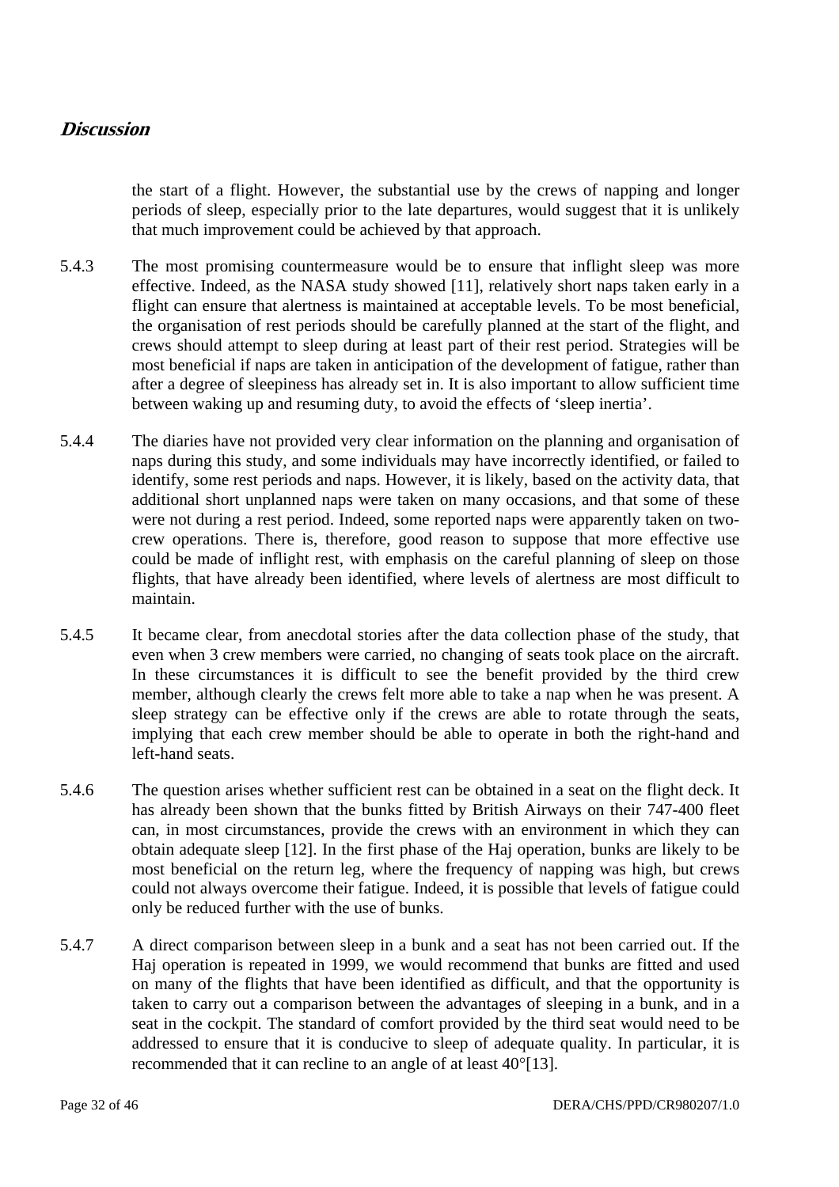# *Discussion*

the start of a flight. However, the substantial use by the crews of napping and longer periods of sleep, especially prior to the late departures, would suggest that it is unlikely that much improvement could be achieved by that approach.

5.4.3 The most promising countermeasure would be to ensure that inflight sleep was more effective. Indeed, as the NASA study showed [11], relatively short naps taken early in a flight can ensure that alertness is maintained at acceptable levels. To be most beneficial, the organisation of rest periods should be carefully planned at the start of the flight, and crews should attempt to sleep during at least part of their rest period. Strategies will be most beneficial if naps are taken in anticipation of the development of fatigue, rather than after a degree of sleepiness has already set in. It is also important to allow sufficient time between waking up and resuming duty, to avoid the effects of 'sleep inertia'.

5.4.4 The diaries have not provided very clear information on the planning and organisation of naps during this study, and some individuals may have incorrectly identified, or failed to identify, some rest periods and naps. However, it is likely, based on the activity data, that additional short unplanned naps were taken on many occasions, and that some of these were not during a rest period. Indeed, some reported naps were apparently taken on two-crew operations. There is, therefore, good reason to suppose that more effective use could be made of inflight rest, with emphasis on the careful planning of sleep on those flights, that have already been identified, where levels of alertness are most difficult to maintain.

5.4.5 It became clear, from anecdotal stories after the data collection phase of the study, that even when 3 crew members were carried, no changing of seats took place on the aircraft. In these circumstances it is difficult to see the benefit provided by the third crew member, although clearly the crews felt more able to take a nap when he was present. A sleep strategy can be effective only if the crews are able to rotate through the seats, implying that each crew member should be able to operate in both the right-hand and left-hand seats.

5.4.6 The question arises whether sufficient rest can be obtained in a seat on the flight deck. It has already been shown that the bunks fitted by British Airways on their 747-400 fleet can, in most circumstances, provide the crews with an environment in which they can obtain adequate sleep [12]. In the first phase of the Haj operation, bunks are likely to be most beneficial on the return leg, where the frequency of napping was high, but crews could not always overcome their fatigue. Indeed, it is possible that levels of fatigue could only be reduced further with the use of bunks.

5.4.7 A direct comparison between sleep in a bunk and a seat has not been carried out. If the Haj operation is repeated in 1999, we would recommend that bunks are fitted and used on many of the flights that have been identified as difficult, and that the opportunity is taken to carry out a comparison between the advantages of sleeping in a bunk, and in a seat in the cockpit. The standard of comfort provided by the third seat would need to be addressed to ensure that it is conducive to sleep of adequate quality. In particular, it is recommended that it can recline to an angle of at least 40°[13].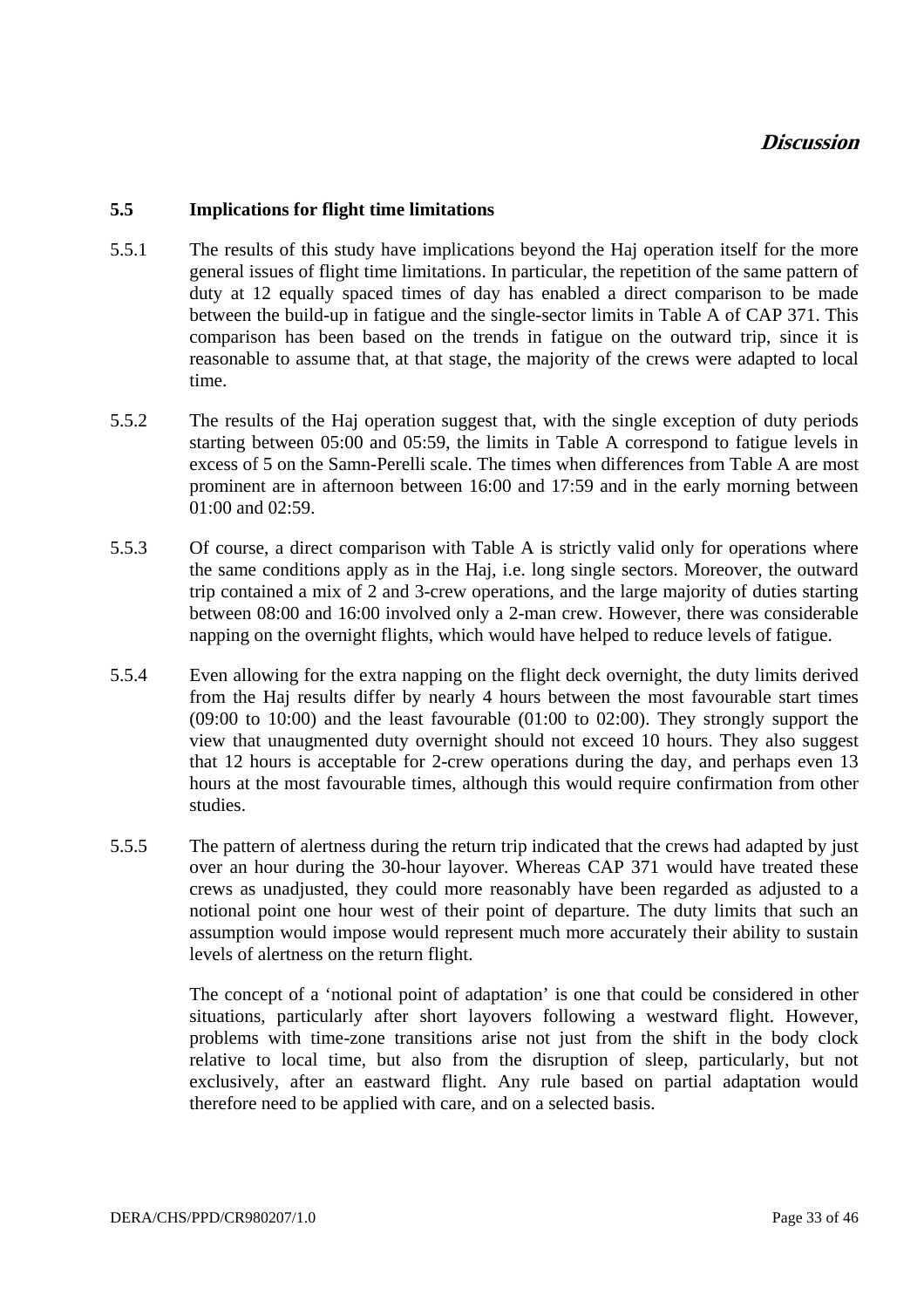### 5.5 Implications for flight time limitations

5.5.1 The results of this study have implications beyond the Haj operation itself for the more general issues of flight time limitations. In particular, the repetition of the same pattern of duty at 12 equally spaced times of day has enabled a direct comparison to be made between the build-up in fatigue and the single-sector limits in Table A of CAP 371. This comparison has been based on the trends in fatigue on the outward trip, since it is reasonable to assume that, at that stage, the majority of the crews were adapted to local time.

5.5.2 The results of the Haj operation suggest that, with the single exception of duty periods starting between 05:00 and 05:59, the limits in Table A correspond to fatigue levels in excess of 5 on the Samn-Perelli scale. The times when differences from Table A are most prominent are in afternoon between 16:00 and 17:59 and in the early morning between 01:00 and 02:59.

5.5.3 Of course, a direct comparison with Table A is strictly valid only for operations where the same conditions apply as in the Haj, i.e. long single sectors. Moreover, the outward trip contained a mix of 2 and 3-crew operations, and the large majority of duties starting between 08:00 and 16:00 involved only a 2-man crew. However, there was considerable napping on the overnight flights, which would have helped to reduce levels of fatigue.

5.5.4 Even allowing for the extra napping on the flight deck overnight, the duty limits derived from the Haj results differ by nearly 4 hours between the most favourable start times (09:00 to 10:00) and the least favourable (01:00 to 02:00). They strongly support the view that unaugmented duty overnight should not exceed 10 hours. They also suggest that 12 hours is acceptable for 2-crew operations during the day, and perhaps even 13 hours at the most favourable times, although this would require confirmation from other studies.

5.5.5 The pattern of alertness during the return trip indicated that the crews had adapted by just over an hour during the 30-hour layover. Whereas CAP 371 would have treated these crews as unadjusted, they could more reasonably have been regarded as adjusted to a notional point one hour west of their point of departure. The duty limits that such an assumption would impose would represent much more accurately their ability to sustain levels of alertness on the return flight.

The concept of a 'notional point of adaptation' is one that could be considered in other situations, particularly after short layovers following a westward flight. However, problems with time-zone transitions arise not just from the shift in the body clock relative to local time, but also from the disruption of sleep, particularly, but not exclusively, after an eastward flight. Any rule based on partial adaptation would therefore need to be applied with care, and on a selected basis.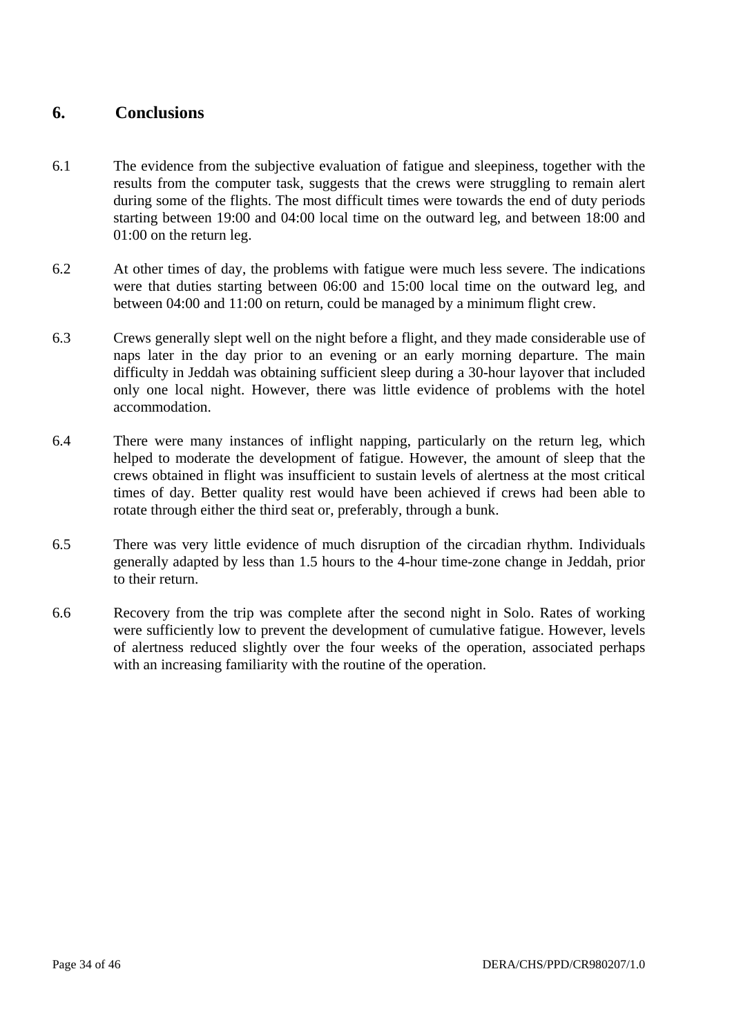# 6. Conclusions

6.1 The evidence from the subjective evaluation of fatigue and sleepiness, together with the results from the computer task, suggests that the crews were struggling to remain alert during some of the flights. The most difficult times were towards the end of duty periods starting between 19:00 and 04:00 local time on the outward leg, and between 18:00 and 01:00 on the return leg.

6.2 At other times of day, the problems with fatigue were much less severe. The indications were that duties starting between 06:00 and 15:00 local time on the outward leg, and between 04:00 and 11:00 on return, could be managed by a minimum flight crew.

6.3 Crews generally slept well on the night before a flight, and they made considerable use of naps later in the day prior to an evening or an early morning departure. The main difficulty in Jeddah was obtaining sufficient sleep during a 30-hour layover that included only one local night. However, there was little evidence of problems with the hotel accommodation.

6.4 There were many instances of inflight napping, particularly on the return leg, which helped to moderate the development of fatigue. However, the amount of sleep that the crews obtained in flight was insufficient to sustain levels of alertness at the most critical times of day. Better quality rest would have been achieved if crews had been able to rotate through either the third seat or, preferably, through a bunk.

6.5 There was very little evidence of much disruption of the circadian rhythm. Individuals generally adapted by less than 1.5 hours to the 4-hour time-zone change in Jeddah, prior to their return.

6.6 Recovery from the trip was complete after the second night in Solo. Rates of working were sufficiently low to prevent the development of cumulative fatigue. However, levels of alertness reduced slightly over the four weeks of the operation, associated perhaps with an increasing familiarity with the routine of the operation.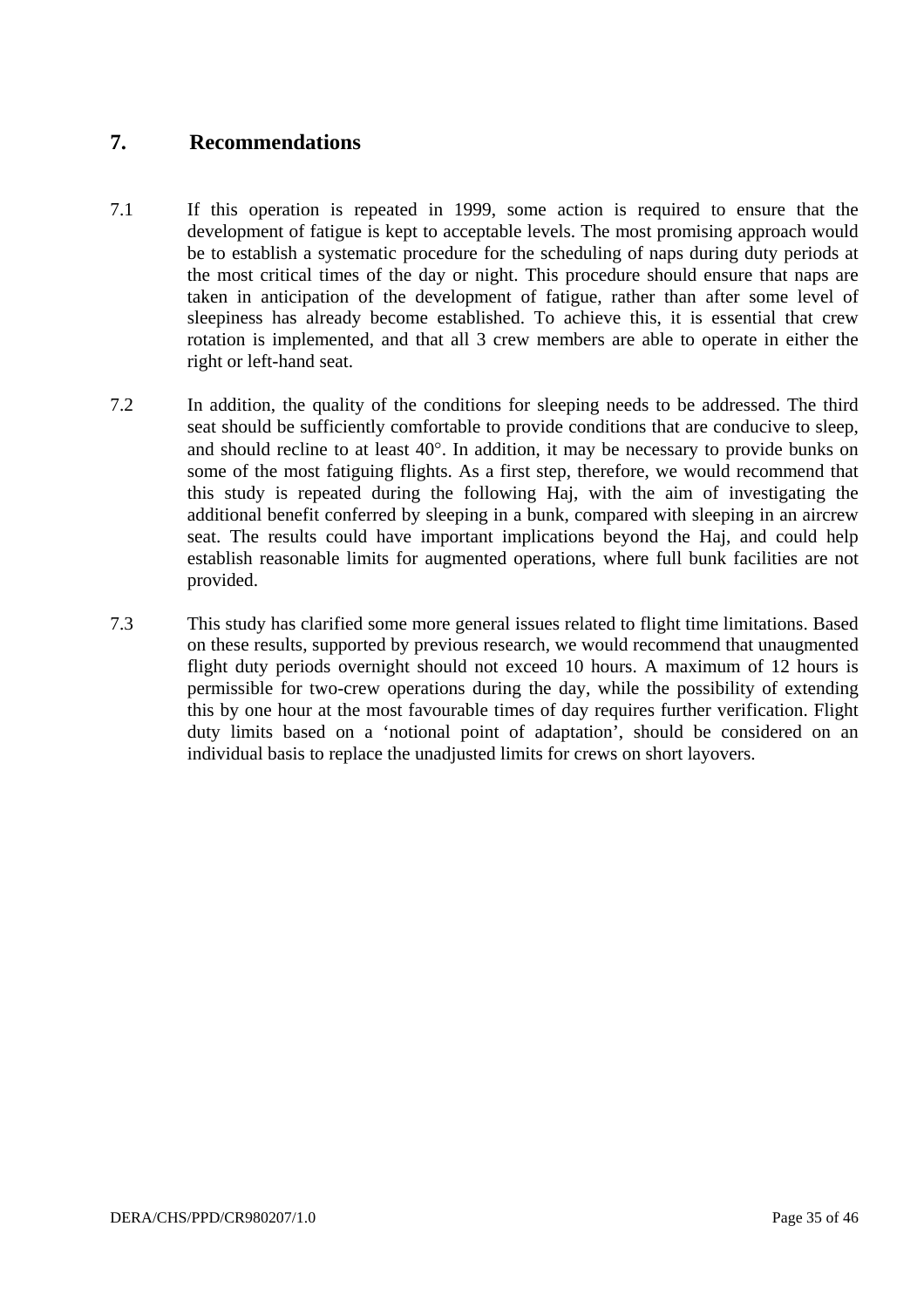## 7. Recommendations

7.1 If this operation is repeated in 1999, some action is required to ensure that the development of fatigue is kept to acceptable levels. The most promising approach would be to establish a systematic procedure for the scheduling of naps during duty periods at the most critical times of the day or night. This procedure should ensure that naps are taken in anticipation of the development of fatigue, rather than after some level of sleepiness has already become established. To achieve this, it is essential that crew rotation is implemented, and that all 3 crew members are able to operate in either the right or left-hand seat.

7.2 In addition, the quality of the conditions for sleeping needs to be addressed. The third seat should be sufficiently comfortable to provide conditions that are conducive to sleep, and should recline to at least 40°. In addition, it may be necessary to provide bunks on some of the most fatiguing flights. As a first step, therefore, we would recommend that this study is repeated during the following Haj, with the aim of investigating the additional benefit conferred by sleeping in a bunk, compared with sleeping in an aircrew seat. The results could have important implications beyond the Haj, and could help establish reasonable limits for augmented operations, where full bunk facilities are not provided.

7.3 This study has clarified some more general issues related to flight time limitations. Based on these results, supported by previous research, we would recommend that unaugmented flight duty periods overnight should not exceed 10 hours. A maximum of 12 hours is permissible for two-crew operations during the day, while the possibility of extending this by one hour at the most favourable times of day requires further verification. Flight duty limits based on a 'notional point of adaptation', should be considered on an individual basis to replace the unadjusted limits for crews on short layovers.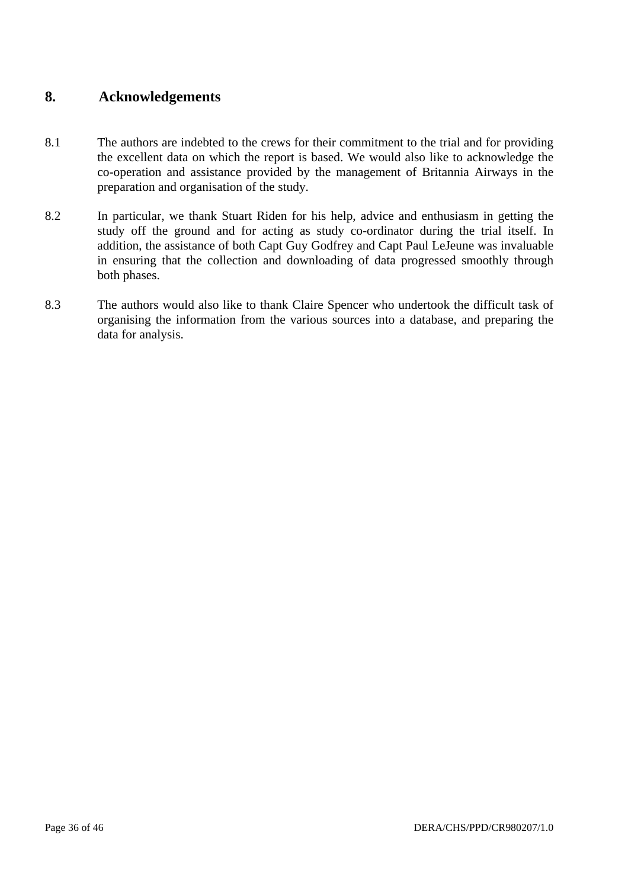## 8. Acknowledgements

8.1 The authors are indebted to the crews for their commitment to the trial and for providing the excellent data on which the report is based. We would also like to acknowledge the co-operation and assistance provided by the management of Britannia Airways in the preparation and organisation of the study.

8.2 In particular, we thank Stuart Riden for his help, advice and enthusiasm in getting the study off the ground and for acting as study co-ordinator during the trial itself. In addition, the assistance of both Capt Guy Godfrey and Capt Paul LeJeune was invaluable in ensuring that the collection and downloading of data progressed smoothly through both phases.

8.3 The authors would also like to thank Claire Spencer who undertook the difficult task of organising the information from the various sources into a database, and preparing the data for analysis.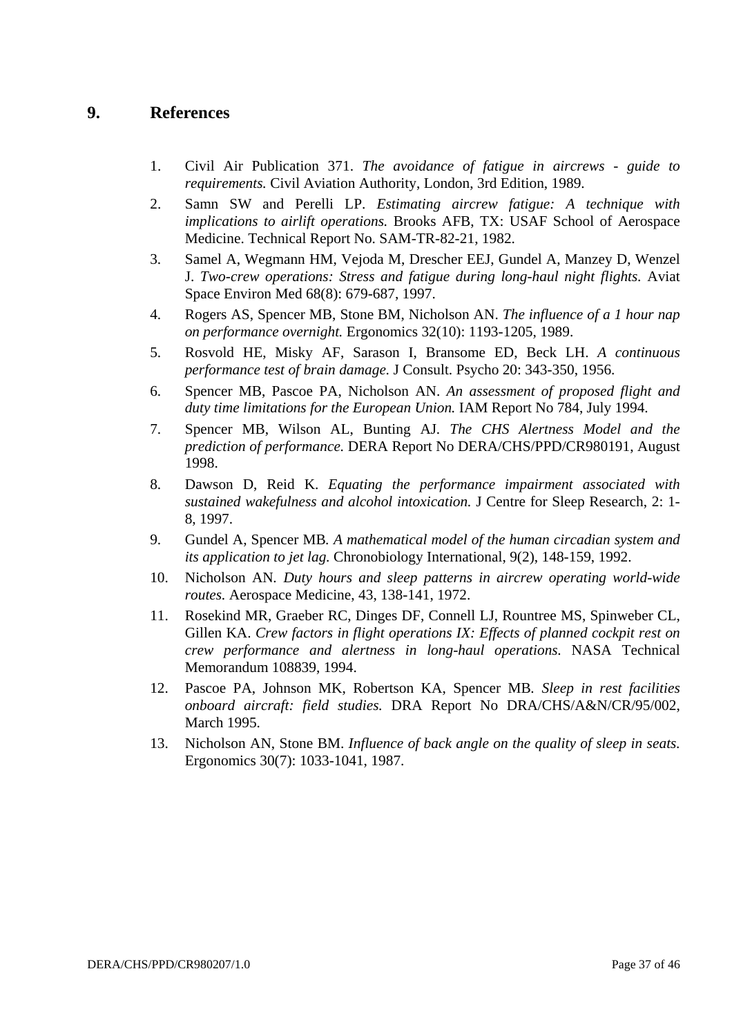## 9. References

1. Civil Air Publication 371. *The avoidance of fatigue in aircrews - guide to requirements.* Civil Aviation Authority, London, 3rd Edition, 1989.
2. Samn SW and Perelli LP. *Estimating aircrew fatigue: A technique with implications to airlift operations.* Brooks AFB, TX: USAF School of Aerospace Medicine. Technical Report No. SAM-TR-82-21, 1982.
3. Samel A, Wegmann HM, Vejoda M, Drescher EEJ, Gundel A, Manzey D, Wenzel J. *Two-crew operations: Stress and fatigue during long-haul night flights.* Aviat Space Environ Med 68(8): 679-687, 1997.
4. Rogers AS, Spencer MB, Stone BM, Nicholson AN. *The influence of a 1 hour nap on performance overnight.* Ergonomics 32(10): 1193-1205, 1989.
5. Rosvold HE, Misky AF, Sarason I, Bransome ED, Beck LH. *A continuous performance test of brain damage.* J Consult. Psycho 20: 343-350, 1956.
6. Spencer MB, Pascoe PA, Nicholson AN. *An assessment of proposed flight and duty time limitations for the European Union.* IAM Report No 784, July 1994.
7. Spencer MB, Wilson AL, Bunting AJ. *The CHS Alertness Model and the prediction of performance.* DERA Report No DERA/CHS/PPD/CR980191, August 1998.
8. Dawson D, Reid K. *Equating the performance impairment associated with sustained wakefulness and alcohol intoxication.* J Centre for Sleep Research, 2: 1-8, 1997.
9. Gundel A, Spencer MB. *A mathematical model of the human circadian system and its application to jet lag.* Chronobiology International, 9(2), 148-159, 1992.
10. Nicholson AN. *Duty hours and sleep patterns in aircrew operating world-wide routes.* Aerospace Medicine, 43, 138-141, 1972.
11. Rosekind MR, Graeber RC, Dinges DF, Connell LJ, Rountree MS, Spinweber CL, Gillen KA. *Crew factors in flight operations IX: Effects of planned cockpit rest on crew performance and alertness in long-haul operations.* NASA Technical Memorandum 108839, 1994.
12. Pascoe PA, Johnson MK, Robertson KA, Spencer MB. *Sleep in rest facilities onboard aircraft: field studies.* DRA Report No DRA/CHS/A&N/CR/95/002, March 1995.
13. Nicholson AN, Stone BM. *Influence of back angle on the quality of sleep in seats.* Ergonomics 30(7): 1033-1041, 1987.